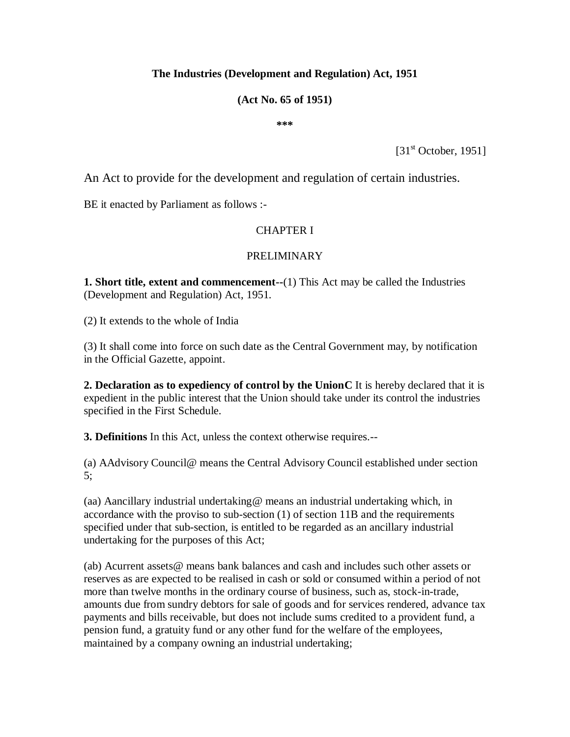# The Industries (Development and Regulation) Act, 1951

**(Act No. 65 of 1951)**

**\*\*\***

[31st October, 1951]

An Act to provide for the development and regulation of certain industries.

BE it enacted by Parliament as follows :-

## CHAPTER I

## PRELIMINARY

**1. Short title, extent and commencement**--(1) This Act may be called the Industries (Development and Regulation) Act, 1951.

(2) It extends to the whole of India

(3) It shall come into force on such date as the Central Government may, by notification in the Official Gazette, appoint.

**2. Declaration as to expediency of control by the UnionC** It is hereby declared that it is expedient in the public interest that the Union should take under its control the industries specified in the First Schedule.

**3. Definitions** In this Act, unless the context otherwise requires.--

(a) AAdvisory Council@ means the Central Advisory Council established under section 5;

(aa) Aancillary industrial undertaking@ means an industrial undertaking which, in accordance with the proviso to sub-section (1) of section 11B and the requirements specified under that sub-section, is entitled to be regarded as an ancillary industrial undertaking for the purposes of this Act;

(ab) Acurrent assets@ means bank balances and cash and includes such other assets or reserves as are expected to be realised in cash or sold or consumed within a period of not more than twelve months in the ordinary course of business, such as, stock-in-trade, amounts due from sundry debtors for sale of goods and for services rendered, advance tax payments and bills receivable, but does not include sums credited to a provident fund, a pension fund, a gratuity fund or any other fund for the welfare of the employees, maintained by a company owning an industrial undertaking;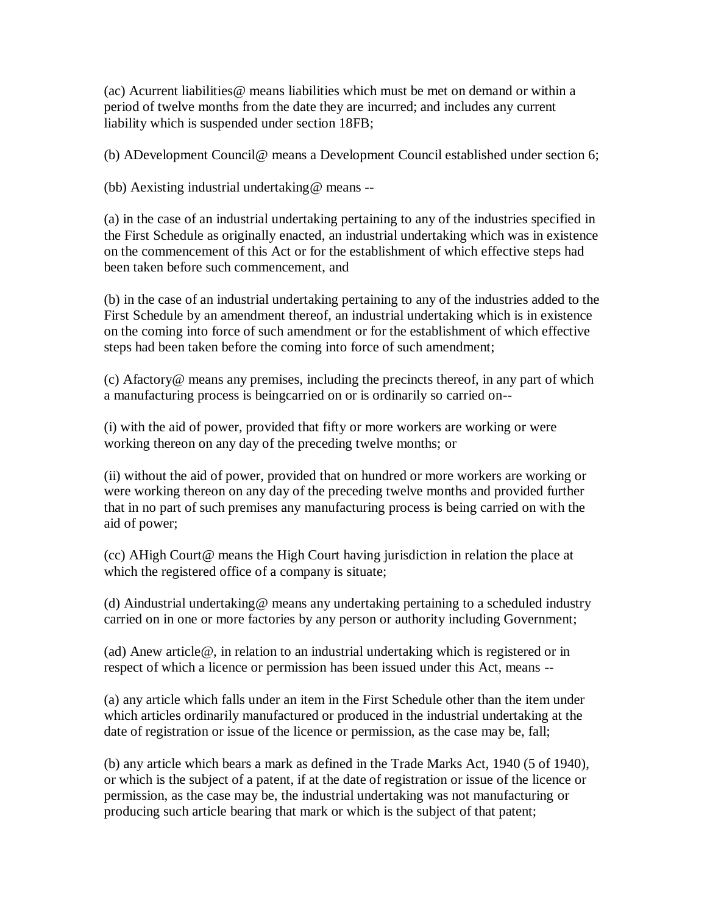(ac) Acurrent liabilities@ means liabilities which must be met on demand or within a period of twelve months from the date they are incurred; and includes any current liability which is suspended under section 18FB;

(b) ADevelopment Council@ means a Development Council established under section 6;

(bb) Aexisting industrial undertaking@ means --

(a) in the case of an industrial undertaking pertaining to any of the industries specified in the First Schedule as originally enacted, an industrial undertaking which was in existence on the commencement of this Act or for the establishment of which effective steps had been taken before such commencement, and

(b) in the case of an industrial undertaking pertaining to any of the industries added to the First Schedule by an amendment thereof, an industrial undertaking which is in existence on the coming into force of such amendment or for the establishment of which effective steps had been taken before the coming into force of such amendment;

(c) Afactory@ means any premises, including the precincts thereof, in any part of which a manufacturing process is beingcarried on or is ordinarily so carried on--

(i) with the aid of power, provided that fifty or more workers are working or were working thereon on any day of the preceding twelve months; or

(ii) without the aid of power, provided that on hundred or more workers are working or were working thereon on any day of the preceding twelve months and provided further that in no part of such premises any manufacturing process is being carried on with the aid of power;

(cc) AHigh Court@ means the High Court having jurisdiction in relation the place at which the registered office of a company is situate;

(d) Aindustrial undertaking@ means any undertaking pertaining to a scheduled industry carried on in one or more factories by any person or authority including Government;

(ad) Anew article@, in relation to an industrial undertaking which is registered or in respect of which a licence or permission has been issued under this Act, means --

(a) any article which falls under an item in the First Schedule other than the item under which articles ordinarily manufactured or produced in the industrial undertaking at the date of registration or issue of the licence or permission, as the case may be, fall;

(b) any article which bears a mark as defined in the Trade Marks Act, 1940 (5 of 1940), or which is the subject of a patent, if at the date of registration or issue of the licence or permission, as the case may be, the industrial undertaking was not manufacturing or producing such article bearing that mark or which is the subject of that patent;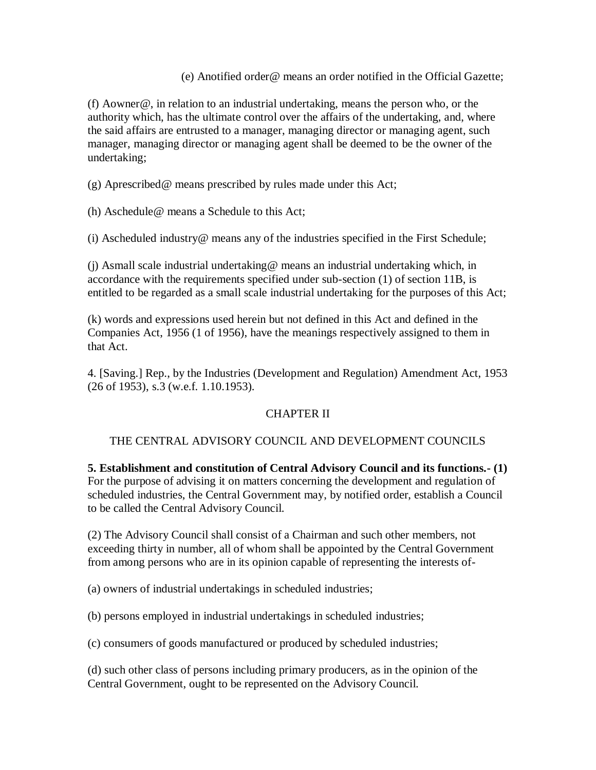(e) Anotified order@ means an order notified in the Official Gazette;

(f) Aowner@, in relation to an industrial undertaking, means the person who, or the authority which, has the ultimate control over the affairs of the undertaking, and, where the said affairs are entrusted to a manager, managing director or managing agent, such manager, managing director or managing agent shall be deemed to be the owner of the undertaking;

(g) Aprescribed@ means prescribed by rules made under this Act;

(h) Aschedule@ means a Schedule to this Act;

(i) Ascheduled industry@ means any of the industries specified in the First Schedule;

(j) Asmall scale industrial undertaking@ means an industrial undertaking which, in accordance with the requirements specified under sub-section (1) of section 11B, is entitled to be regarded as a small scale industrial undertaking for the purposes of this Act;

(k) words and expressions used herein but not defined in this Act and defined in the Companies Act, 1956 (1 of 1956), have the meanings respectively assigned to them in that Act.

4. [Saving.] Rep., by the Industries (Development and Regulation) Amendment Act, 1953 (26 of 1953), s.3 (w.e.f. 1.10.1953).

## CHAPTER II

## THE CENTRAL ADVISORY COUNCIL AND DEVELOPMENT COUNCILS

**5. Establishment and constitution of Central Advisory Council and its functions.- (1)** For the purpose of advising it on matters concerning the development and regulation of scheduled industries, the Central Government may, by notified order, establish a Council to be called the Central Advisory Council.

(2) The Advisory Council shall consist of a Chairman and such other members, not exceeding thirty in number, all of whom shall be appointed by the Central Government from among persons who are in its opinion capable of representing the interests of-

(a) owners of industrial undertakings in scheduled industries;

(b) persons employed in industrial undertakings in scheduled industries;

(c) consumers of goods manufactured or produced by scheduled industries;

(d) such other class of persons including primary producers, as in the opinion of the Central Government, ought to be represented on the Advisory Council.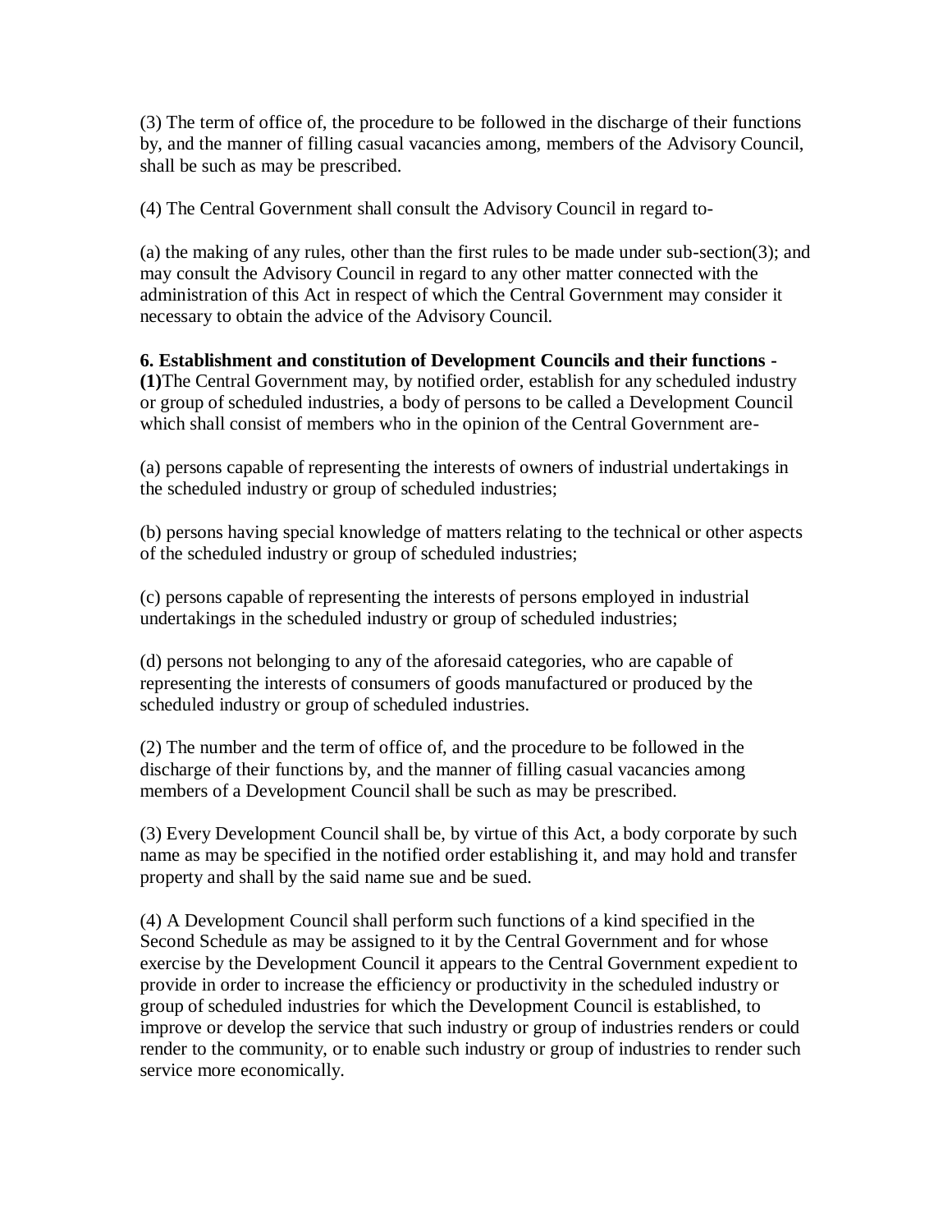(3) The term of office of, the procedure to be followed in the discharge of their functions by, and the manner of filling casual vacancies among, members of the Advisory Council, shall be such as may be prescribed.

(4) The Central Government shall consult the Advisory Council in regard to-

(a) the making of any rules, other than the first rules to be made under sub-section(3); and may consult the Advisory Council in regard to any other matter connected with the administration of this Act in respect of which the Central Government may consider it necessary to obtain the advice of the Advisory Council.

**6. Establishment and constitution of Development Councils and their functions -**
**(1)**The Central Government may, by notified order, establish for any scheduled industry or group of scheduled industries, a body of persons to be called a Development Council which shall consist of members who in the opinion of the Central Government are-

(a) persons capable of representing the interests of owners of industrial undertakings in the scheduled industry or group of scheduled industries;

(b) persons having special knowledge of matters relating to the technical or other aspects of the scheduled industry or group of scheduled industries;

(c) persons capable of representing the interests of persons employed in industrial undertakings in the scheduled industry or group of scheduled industries;

(d) persons not belonging to any of the aforesaid categories, who are capable of representing the interests of consumers of goods manufactured or produced by the scheduled industry or group of scheduled industries.

(2) The number and the term of office of, and the procedure to be followed in the discharge of their functions by, and the manner of filling casual vacancies among members of a Development Council shall be such as may be prescribed.

(3) Every Development Council shall be, by virtue of this Act, a body corporate by such name as may be specified in the notified order establishing it, and may hold and transfer property and shall by the said name sue and be sued.

(4) A Development Council shall perform such functions of a kind specified in the Second Schedule as may be assigned to it by the Central Government and for whose exercise by the Development Council it appears to the Central Government expedient to provide in order to increase the efficiency or productivity in the scheduled industry or group of scheduled industries for which the Development Council is established, to improve or develop the service that such industry or group of industries renders or could render to the community, or to enable such industry or group of industries to render such service more economically.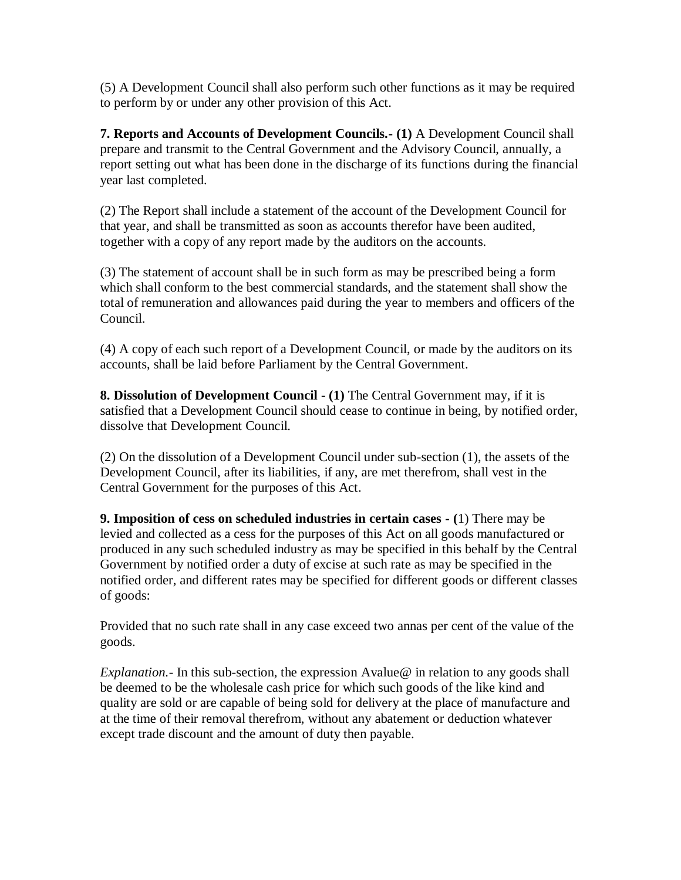(5) A Development Council shall also perform such other functions as it may be required to perform by or under any other provision of this Act.

**7. Reports and Accounts of Development Councils.- (1)** A Development Council shall prepare and transmit to the Central Government and the Advisory Council, annually, a report setting out what has been done in the discharge of its functions during the financial year last completed.

(2) The Report shall include a statement of the account of the Development Council for that year, and shall be transmitted as soon as accounts therefor have been audited, together with a copy of any report made by the auditors on the accounts.

(3) The statement of account shall be in such form as may be prescribed being a form which shall conform to the best commercial standards, and the statement shall show the total of remuneration and allowances paid during the year to members and officers of the Council.

(4) A copy of each such report of a Development Council, or made by the auditors on its accounts, shall be laid before Parliament by the Central Government.

**8. Dissolution of Development Council - (1)** The Central Government may, if it is satisfied that a Development Council should cease to continue in being, by notified order, dissolve that Development Council.

(2) On the dissolution of a Development Council under sub-section (1), the assets of the Development Council, after its liabilities, if any, are met therefrom, shall vest in the Central Government for the purposes of this Act.

**9. Imposition of cess on scheduled industries in certain cases - (**1) There may be levied and collected as a cess for the purposes of this Act on all goods manufactured or produced in any such scheduled industry as may be specified in this behalf by the Central Government by notified order a duty of excise at such rate as may be specified in the notified order, and different rates may be specified for different goods or different classes of goods:

Provided that no such rate shall in any case exceed two annas per cent of the value of the goods.

*Explanation.-* In this sub-section, the expression Avalue@ in relation to any goods shall be deemed to be the wholesale cash price for which such goods of the like kind and quality are sold or are capable of being sold for delivery at the place of manufacture and at the time of their removal therefrom, without any abatement or deduction whatever except trade discount and the amount of duty then payable.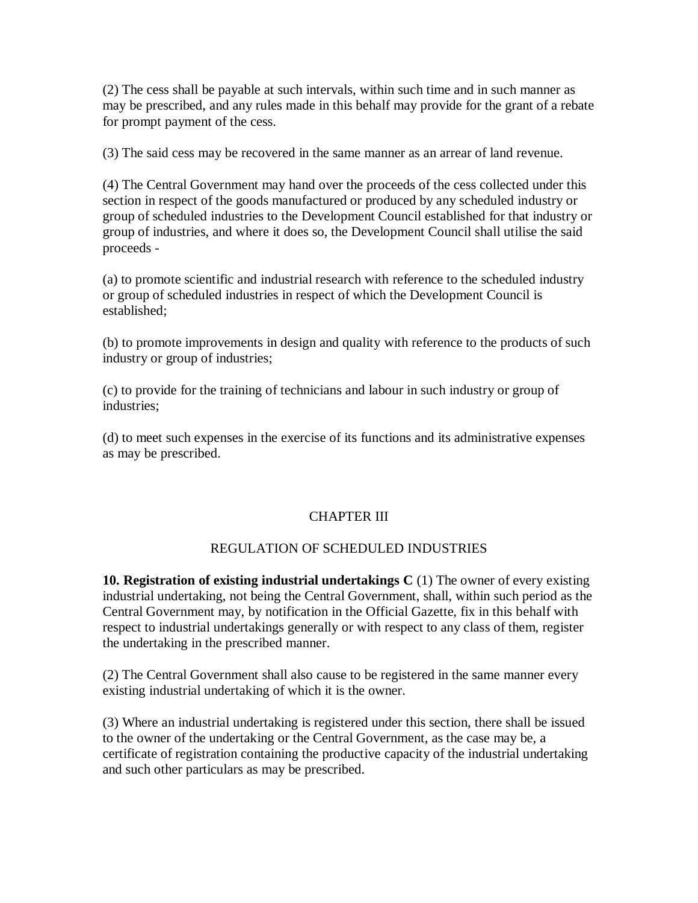(2) The cess shall be payable at such intervals, within such time and in such manner as may be prescribed, and any rules made in this behalf may provide for the grant of a rebate for prompt payment of the cess.

(3) The said cess may be recovered in the same manner as an arrear of land revenue.

(4) The Central Government may hand over the proceeds of the cess collected under this section in respect of the goods manufactured or produced by any scheduled industry or group of scheduled industries to the Development Council established for that industry or group of industries, and where it does so, the Development Council shall utilise the said proceeds -

(a) to promote scientific and industrial research with reference to the scheduled industry or group of scheduled industries in respect of which the Development Council is established;

(b) to promote improvements in design and quality with reference to the products of such industry or group of industries;

(c) to provide for the training of technicians and labour in such industry or group of industries;

(d) to meet such expenses in the exercise of its functions and its administrative expenses as may be prescribed.

## CHAPTER III

## REGULATION OF SCHEDULED INDUSTRIES

**10. Registration of existing industrial undertakings C** (1) The owner of every existing industrial undertaking, not being the Central Government, shall, within such period as the Central Government may, by notification in the Official Gazette, fix in this behalf with respect to industrial undertakings generally or with respect to any class of them, register the undertaking in the prescribed manner.

(2) The Central Government shall also cause to be registered in the same manner every existing industrial undertaking of which it is the owner.

(3) Where an industrial undertaking is registered under this section, there shall be issued to the owner of the undertaking or the Central Government, as the case may be, a certificate of registration containing the productive capacity of the industrial undertaking and such other particulars as may be prescribed.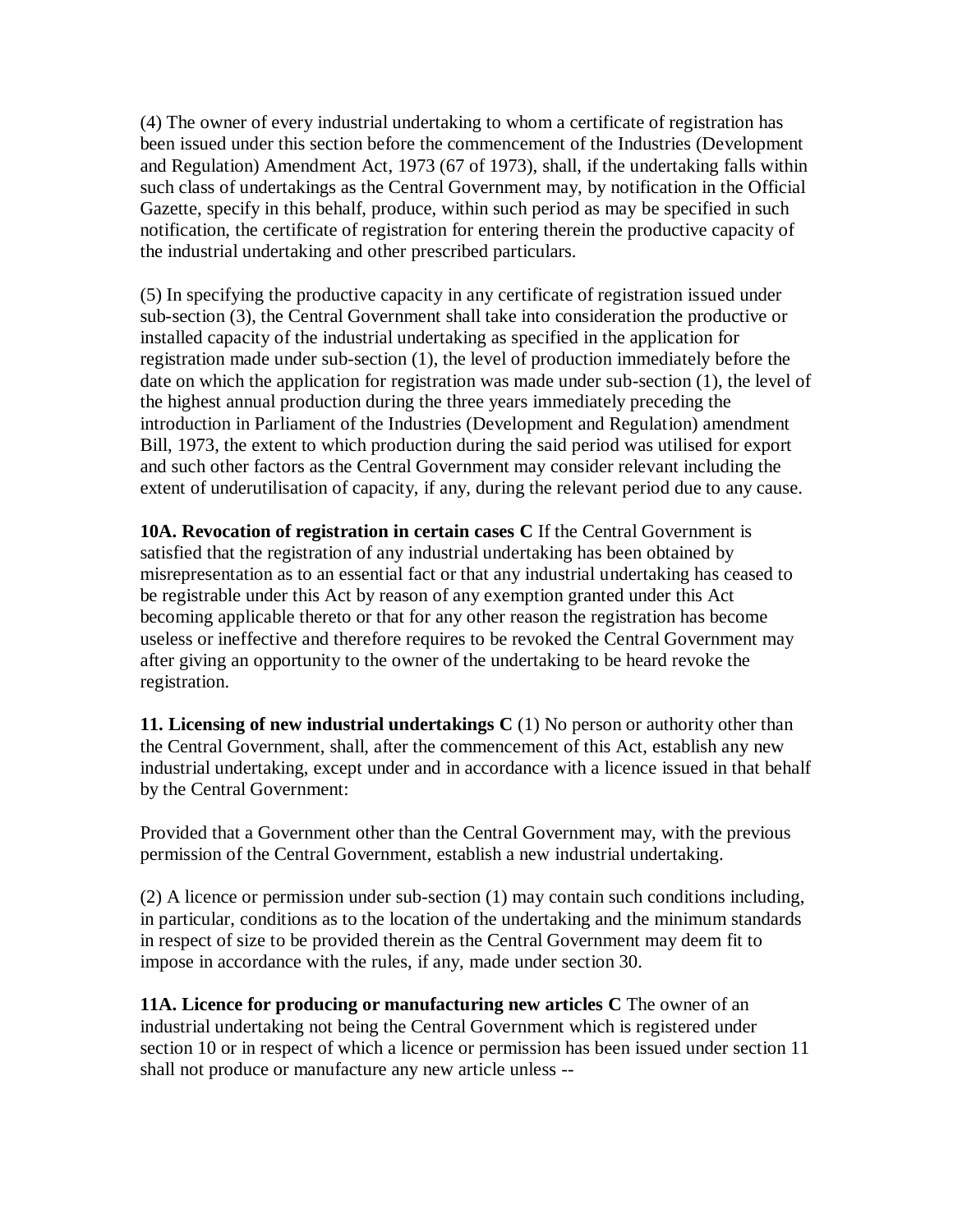(4) The owner of every industrial undertaking to whom a certificate of registration has been issued under this section before the commencement of the Industries (Development and Regulation) Amendment Act, 1973 (67 of 1973), shall, if the undertaking falls within such class of undertakings as the Central Government may, by notification in the Official Gazette, specify in this behalf, produce, within such period as may be specified in such notification, the certificate of registration for entering therein the productive capacity of the industrial undertaking and other prescribed particulars.

(5) In specifying the productive capacity in any certificate of registration issued under sub-section (3), the Central Government shall take into consideration the productive or installed capacity of the industrial undertaking as specified in the application for registration made under sub-section (1), the level of production immediately before the date on which the application for registration was made under sub-section (1), the level of the highest annual production during the three years immediately preceding the introduction in Parliament of the Industries (Development and Regulation) amendment Bill, 1973, the extent to which production during the said period was utilised for export and such other factors as the Central Government may consider relevant including the extent of underutilisation of capacity, if any, during the relevant period due to any cause.

**10A. Revocation of registration in certain cases C** If the Central Government is satisfied that the registration of any industrial undertaking has been obtained by misrepresentation as to an essential fact or that any industrial undertaking has ceased to be registrable under this Act by reason of any exemption granted under this Act becoming applicable thereto or that for any other reason the registration has become useless or ineffective and therefore requires to be revoked the Central Government may after giving an opportunity to the owner of the undertaking to be heard revoke the registration.

**11. Licensing of new industrial undertakings C** (1) No person or authority other than the Central Government, shall, after the commencement of this Act, establish any new industrial undertaking, except under and in accordance with a licence issued in that behalf by the Central Government:

Provided that a Government other than the Central Government may, with the previous permission of the Central Government, establish a new industrial undertaking.

(2) A licence or permission under sub-section (1) may contain such conditions including, in particular, conditions as to the location of the undertaking and the minimum standards in respect of size to be provided therein as the Central Government may deem fit to impose in accordance with the rules, if any, made under section 30.

**11A. Licence for producing or manufacturing new articles C** The owner of an industrial undertaking not being the Central Government which is registered under section 10 or in respect of which a licence or permission has been issued under section 11 shall not produce or manufacture any new article unless --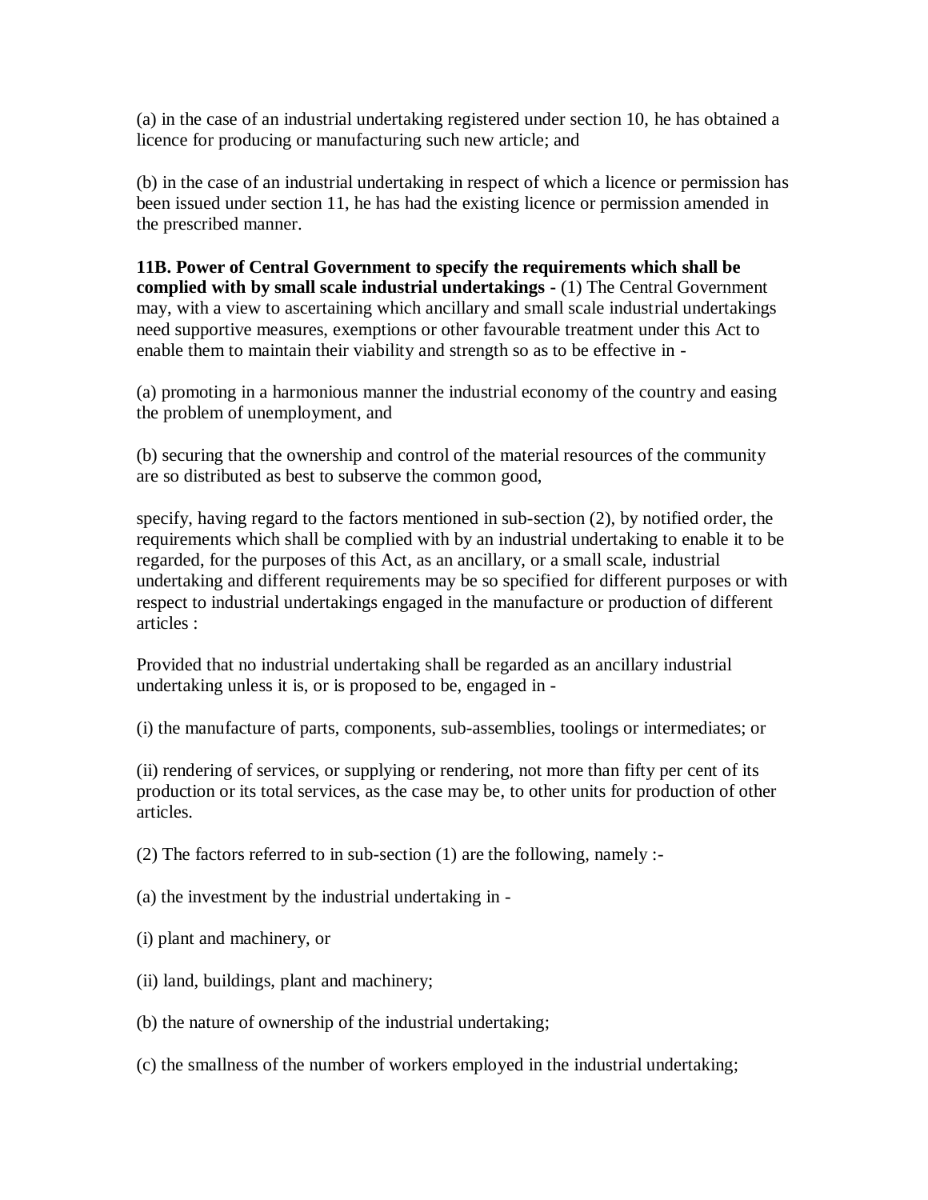(a) in the case of an industrial undertaking registered under section 10, he has obtained a licence for producing or manufacturing such new article; and

(b) in the case of an industrial undertaking in respect of which a licence or permission has been issued under section 11, he has had the existing licence or permission amended in the prescribed manner.

**11B. Power of Central Government to specify the requirements which shall be complied with by small scale industrial undertakings -** (1) The Central Government may, with a view to ascertaining which ancillary and small scale industrial undertakings need supportive measures, exemptions or other favourable treatment under this Act to enable them to maintain their viability and strength so as to be effective in -

(a) promoting in a harmonious manner the industrial economy of the country and easing the problem of unemployment, and

(b) securing that the ownership and control of the material resources of the community are so distributed as best to subserve the common good,

specify, having regard to the factors mentioned in sub-section (2), by notified order, the requirements which shall be complied with by an industrial undertaking to enable it to be regarded, for the purposes of this Act, as an ancillary, or a small scale, industrial undertaking and different requirements may be so specified for different purposes or with respect to industrial undertakings engaged in the manufacture or production of different articles :

Provided that no industrial undertaking shall be regarded as an ancillary industrial undertaking unless it is, or is proposed to be, engaged in -

(i) the manufacture of parts, components, sub-assemblies, toolings or intermediates; or

(ii) rendering of services, or supplying or rendering, not more than fifty per cent of its production or its total services, as the case may be, to other units for production of other articles.

(2) The factors referred to in sub-section (1) are the following, namely :-

(a) the investment by the industrial undertaking in -

(i) plant and machinery, or

(ii) land, buildings, plant and machinery;

(b) the nature of ownership of the industrial undertaking;

(c) the smallness of the number of workers employed in the industrial undertaking;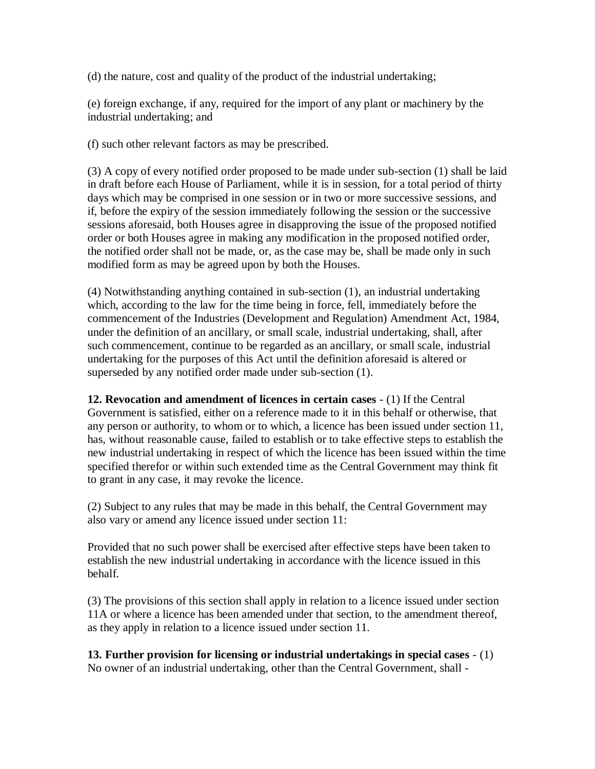(d) the nature, cost and quality of the product of the industrial undertaking;

(e) foreign exchange, if any, required for the import of any plant or machinery by the industrial undertaking; and

(f) such other relevant factors as may be prescribed.

(3) A copy of every notified order proposed to be made under sub-section (1) shall be laid in draft before each House of Parliament, while it is in session, for a total period of thirty days which may be comprised in one session or in two or more successive sessions, and if, before the expiry of the session immediately following the session or the successive sessions aforesaid, both Houses agree in disapproving the issue of the proposed notified order or both Houses agree in making any modification in the proposed notified order, the notified order shall not be made, or, as the case may be, shall be made only in such modified form as may be agreed upon by both the Houses.

(4) Notwithstanding anything contained in sub-section (1), an industrial undertaking which, according to the law for the time being in force, fell, immediately before the commencement of the Industries (Development and Regulation) Amendment Act, 1984, under the definition of an ancillary, or small scale, industrial undertaking, shall, after such commencement, continue to be regarded as an ancillary, or small scale, industrial undertaking for the purposes of this Act until the definition aforesaid is altered or superseded by any notified order made under sub-section (1).

**12. Revocation and amendment of licences in certain cases** - (1) If the Central Government is satisfied, either on a reference made to it in this behalf or otherwise, that any person or authority, to whom or to which, a licence has been issued under section 11, has, without reasonable cause, failed to establish or to take effective steps to establish the new industrial undertaking in respect of which the licence has been issued within the time specified therefor or within such extended time as the Central Government may think fit to grant in any case, it may revoke the licence.

(2) Subject to any rules that may be made in this behalf, the Central Government may also vary or amend any licence issued under section 11:

Provided that no such power shall be exercised after effective steps have been taken to establish the new industrial undertaking in accordance with the licence issued in this behalf.

(3) The provisions of this section shall apply in relation to a licence issued under section 11A or where a licence has been amended under that section, to the amendment thereof, as they apply in relation to a licence issued under section 11.

**13. Further provision for licensing or industrial undertakings in special cases** - (1) No owner of an industrial undertaking, other than the Central Government, shall -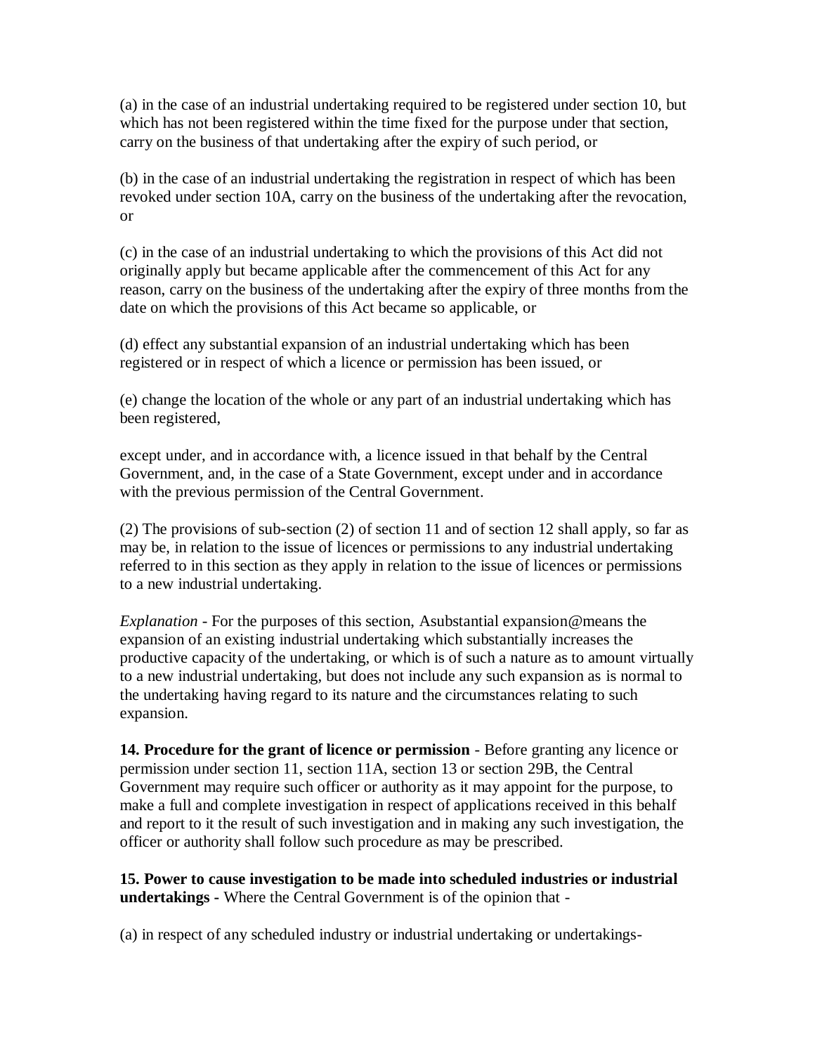(a) in the case of an industrial undertaking required to be registered under section 10, but which has not been registered within the time fixed for the purpose under that section, carry on the business of that undertaking after the expiry of such period, or

(b) in the case of an industrial undertaking the registration in respect of which has been revoked under section 10A, carry on the business of the undertaking after the revocation, or

(c) in the case of an industrial undertaking to which the provisions of this Act did not originally apply but became applicable after the commencement of this Act for any reason, carry on the business of the undertaking after the expiry of three months from the date on which the provisions of this Act became so applicable, or

(d) effect any substantial expansion of an industrial undertaking which has been registered or in respect of which a licence or permission has been issued, or

(e) change the location of the whole or any part of an industrial undertaking which has been registered,

except under, and in accordance with, a licence issued in that behalf by the Central Government, and, in the case of a State Government, except under and in accordance with the previous permission of the Central Government.

(2) The provisions of sub-section (2) of section 11 and of section 12 shall apply, so far as may be, in relation to the issue of licences or permissions to any industrial undertaking referred to in this section as they apply in relation to the issue of licences or permissions to a new industrial undertaking.

*Explanation* - For the purposes of this section, Asubstantial expansion@means the expansion of an existing industrial undertaking which substantially increases the productive capacity of the undertaking, or which is of such a nature as to amount virtually to a new industrial undertaking, but does not include any such expansion as is normal to the undertaking having regard to its nature and the circumstances relating to such expansion.

**14. Procedure for the grant of licence or permission** - Before granting any licence or permission under section 11, section 11A, section 13 or section 29B, the Central Government may require such officer or authority as it may appoint for the purpose, to make a full and complete investigation in respect of applications received in this behalf and report to it the result of such investigation and in making any such investigation, the officer or authority shall follow such procedure as may be prescribed.

**15. Power to cause investigation to be made into scheduled industries or industrial undertakings -** Where the Central Government is of the opinion that -

(a) in respect of any scheduled industry or industrial undertaking or undertakings-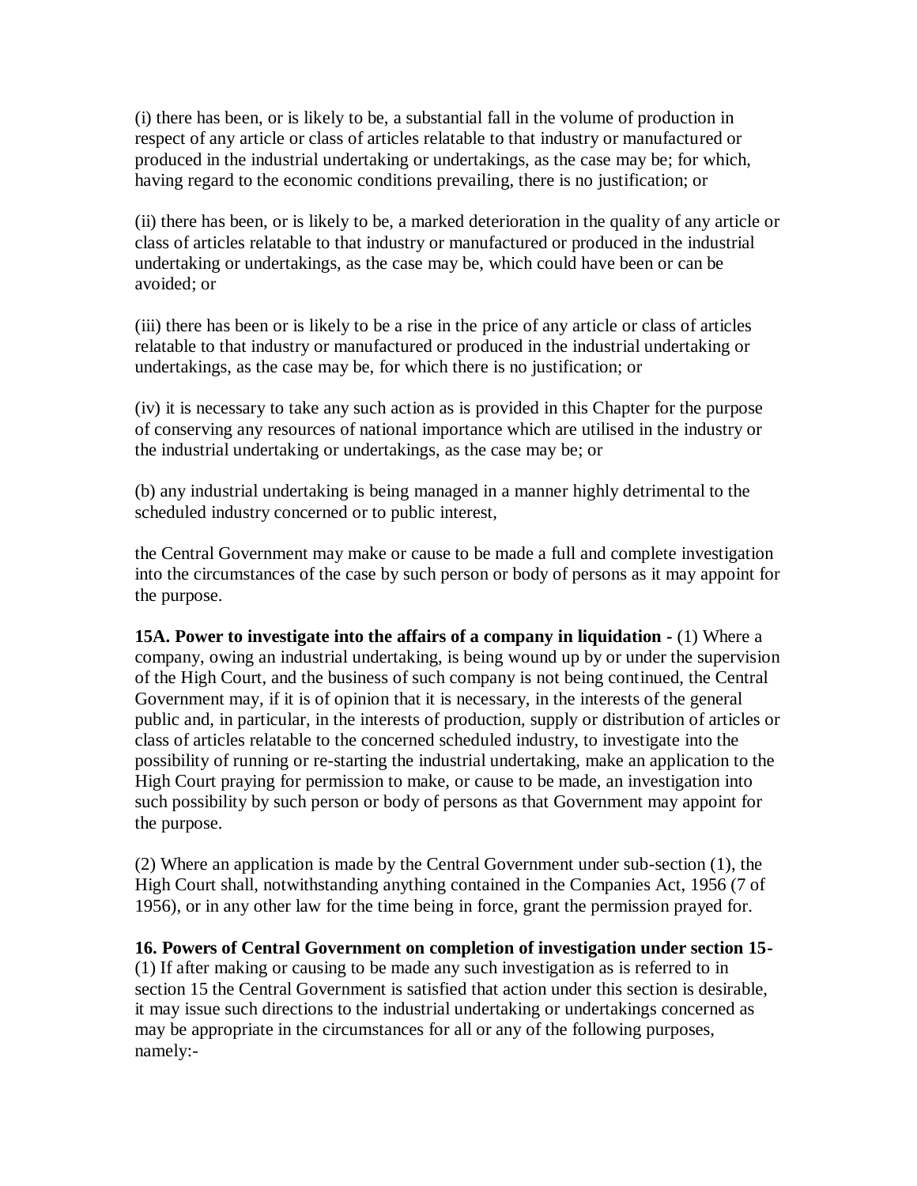(i) there has been, or is likely to be, a substantial fall in the volume of production in respect of any article or class of articles relatable to that industry or manufactured or produced in the industrial undertaking or undertakings, as the case may be; for which, having regard to the economic conditions prevailing, there is no justification; or

(ii) there has been, or is likely to be, a marked deterioration in the quality of any article or class of articles relatable to that industry or manufactured or produced in the industrial undertaking or undertakings, as the case may be, which could have been or can be avoided; or

(iii) there has been or is likely to be a rise in the price of any article or class of articles relatable to that industry or manufactured or produced in the industrial undertaking or undertakings, as the case may be, for which there is no justification; or

(iv) it is necessary to take any such action as is provided in this Chapter for the purpose of conserving any resources of national importance which are utilised in the industry or the industrial undertaking or undertakings, as the case may be; or

(b) any industrial undertaking is being managed in a manner highly detrimental to the scheduled industry concerned or to public interest,

the Central Government may make or cause to be made a full and complete investigation into the circumstances of the case by such person or body of persons as it may appoint for the purpose.

**15A. Power to investigate into the affairs of a company in liquidation -** (1) Where a company, owing an industrial undertaking, is being wound up by or under the supervision of the High Court, and the business of such company is not being continued, the Central Government may, if it is of opinion that it is necessary, in the interests of the general public and, in particular, in the interests of production, supply or distribution of articles or class of articles relatable to the concerned scheduled industry, to investigate into the possibility of running or re-starting the industrial undertaking, make an application to the High Court praying for permission to make, or cause to be made, an investigation into such possibility by such person or body of persons as that Government may appoint for the purpose.

(2) Where an application is made by the Central Government under sub-section (1), the High Court shall, notwithstanding anything contained in the Companies Act, 1956 (7 of 1956), or in any other law for the time being in force, grant the permission prayed for.

**16. Powers of Central Government on completion of investigation under section 15-** (1) If after making or causing to be made any such investigation as is referred to in section 15 the Central Government is satisfied that action under this section is desirable, it may issue such directions to the industrial undertaking or undertakings concerned as may be appropriate in the circumstances for all or any of the following purposes, namely:-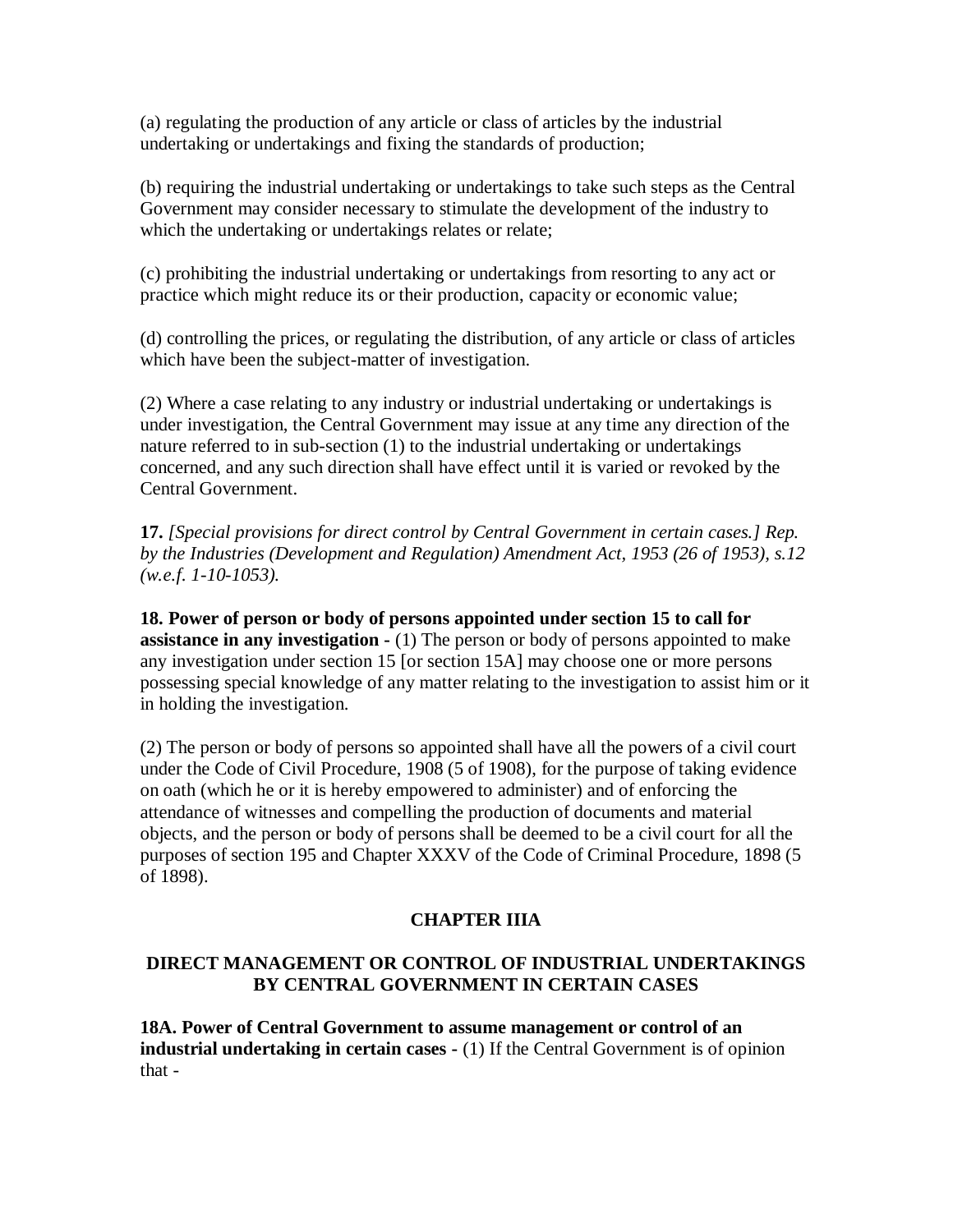(a) regulating the production of any article or class of articles by the industrial undertaking or undertakings and fixing the standards of production;

(b) requiring the industrial undertaking or undertakings to take such steps as the Central Government may consider necessary to stimulate the development of the industry to which the undertaking or undertakings relates or relate;

(c) prohibiting the industrial undertaking or undertakings from resorting to any act or practice which might reduce its or their production, capacity or economic value;

(d) controlling the prices, or regulating the distribution, of any article or class of articles which have been the subject-matter of investigation.

(2) Where a case relating to any industry or industrial undertaking or undertakings is under investigation, the Central Government may issue at any time any direction of the nature referred to in sub-section (1) to the industrial undertaking or undertakings concerned, and any such direction shall have effect until it is varied or revoked by the Central Government.

**17.** *[Special provisions for direct control by Central Government in certain cases.] Rep. by the Industries (Development and Regulation) Amendment Act, 1953 (26 of 1953), s.12 (w.e.f. 1-10-1053).*

**18. Power of person or body of persons appointed under section 15 to call for assistance in any investigation -** (1) The person or body of persons appointed to make any investigation under section 15 [or section 15A] may choose one or more persons possessing special knowledge of any matter relating to the investigation to assist him or it in holding the investigation.

(2) The person or body of persons so appointed shall have all the powers of a civil court under the Code of Civil Procedure, 1908 (5 of 1908), for the purpose of taking evidence on oath (which he or it is hereby empowered to administer) and of enforcing the attendance of witnesses and compelling the production of documents and material objects, and the person or body of persons shall be deemed to be a civil court for all the purposes of section 195 and Chapter XXXV of the Code of Criminal Procedure, 1898 (5 of 1898).

## CHAPTER IIIA

## DIRECT MANAGEMENT OR CONTROL OF INDUSTRIAL UNDERTAKINGS BY CENTRAL GOVERNMENT IN CERTAIN CASES

**18A. Power of Central Government to assume management or control of an industrial undertaking in certain cases -** (1) If the Central Government is of opinion that -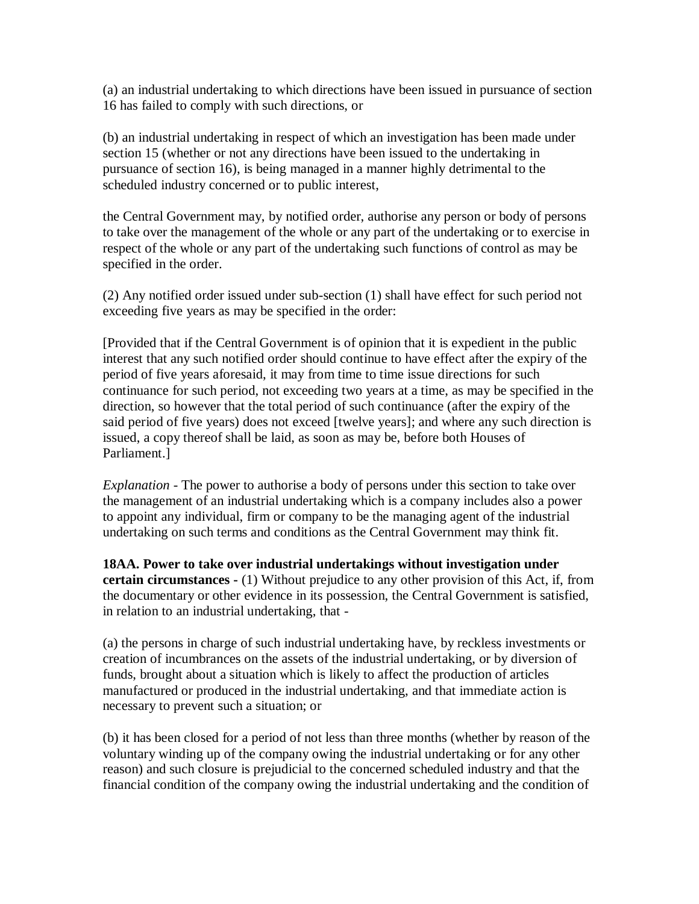(a) an industrial undertaking to which directions have been issued in pursuance of section 16 has failed to comply with such directions, or

(b) an industrial undertaking in respect of which an investigation has been made under section 15 (whether or not any directions have been issued to the undertaking in pursuance of section 16), is being managed in a manner highly detrimental to the scheduled industry concerned or to public interest,

the Central Government may, by notified order, authorise any person or body of persons to take over the management of the whole or any part of the undertaking or to exercise in respect of the whole or any part of the undertaking such functions of control as may be specified in the order.

(2) Any notified order issued under sub-section (1) shall have effect for such period not exceeding five years as may be specified in the order:

[Provided that if the Central Government is of opinion that it is expedient in the public interest that any such notified order should continue to have effect after the expiry of the period of five years aforesaid, it may from time to time issue directions for such continuance for such period, not exceeding two years at a time, as may be specified in the direction, so however that the total period of such continuance (after the expiry of the said period of five years) does not exceed [twelve years]; and where any such direction is issued, a copy thereof shall be laid, as soon as may be, before both Houses of Parliament.]

*Explanation* - The power to authorise a body of persons under this section to take over the management of an industrial undertaking which is a company includes also a power to appoint any individual, firm or company to be the managing agent of the industrial undertaking on such terms and conditions as the Central Government may think fit.

**18AA. Power to take over industrial undertakings without investigation under certain circumstances -** (1) Without prejudice to any other provision of this Act, if, from the documentary or other evidence in its possession, the Central Government is satisfied, in relation to an industrial undertaking, that -

(a) the persons in charge of such industrial undertaking have, by reckless investments or creation of incumbrances on the assets of the industrial undertaking, or by diversion of funds, brought about a situation which is likely to affect the production of articles manufactured or produced in the industrial undertaking, and that immediate action is necessary to prevent such a situation; or

(b) it has been closed for a period of not less than three months (whether by reason of the voluntary winding up of the company owing the industrial undertaking or for any other reason) and such closure is prejudicial to the concerned scheduled industry and that the financial condition of the company owing the industrial undertaking and the condition of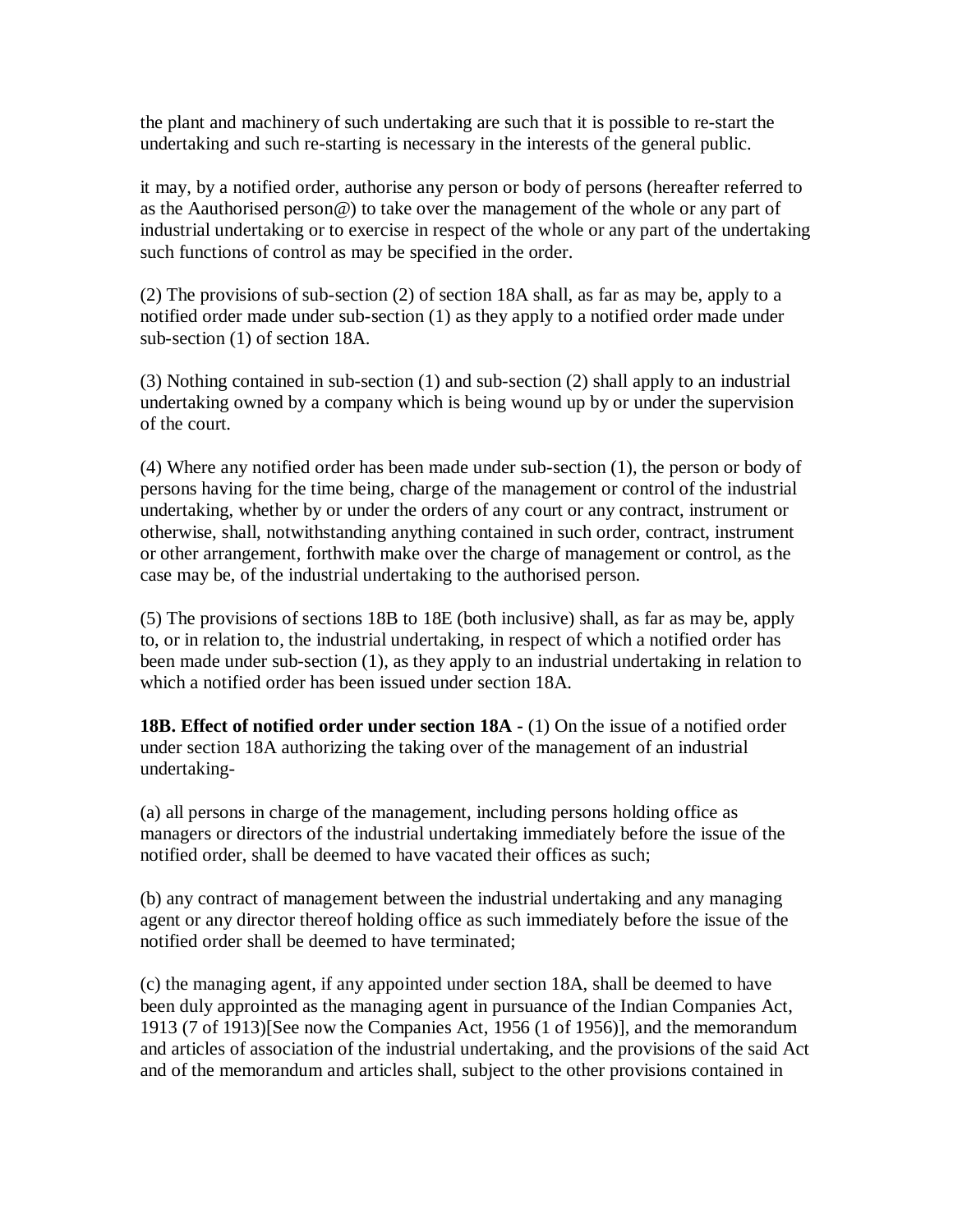the plant and machinery of such undertaking are such that it is possible to re-start the undertaking and such re-starting is necessary in the interests of the general public.

it may, by a notified order, authorise any person or body of persons (hereafter referred to as the Aauthorised person@) to take over the management of the whole or any part of industrial undertaking or to exercise in respect of the whole or any part of the undertaking such functions of control as may be specified in the order.

(2) The provisions of sub-section (2) of section 18A shall, as far as may be, apply to a notified order made under sub-section (1) as they apply to a notified order made under sub-section (1) of section 18A.

(3) Nothing contained in sub-section (1) and sub-section (2) shall apply to an industrial undertaking owned by a company which is being wound up by or under the supervision of the court.

(4) Where any notified order has been made under sub-section (1), the person or body of persons having for the time being, charge of the management or control of the industrial undertaking, whether by or under the orders of any court or any contract, instrument or otherwise, shall, notwithstanding anything contained in such order, contract, instrument or other arrangement, forthwith make over the charge of management or control, as the case may be, of the industrial undertaking to the authorised person.

(5) The provisions of sections 18B to 18E (both inclusive) shall, as far as may be, apply to, or in relation to, the industrial undertaking, in respect of which a notified order has been made under sub-section (1), as they apply to an industrial undertaking in relation to which a notified order has been issued under section 18A.

**18B. Effect of notified order under section 18A -** (1) On the issue of a notified order under section 18A authorizing the taking over of the management of an industrial undertaking-

(a) all persons in charge of the management, including persons holding office as managers or directors of the industrial undertaking immediately before the issue of the notified order, shall be deemed to have vacated their offices as such;

(b) any contract of management between the industrial undertaking and any managing agent or any director thereof holding office as such immediately before the issue of the notified order shall be deemed to have terminated;

(c) the managing agent, if any appointed under section 18A, shall be deemed to have been duly approinted as the managing agent in pursuance of the Indian Companies Act, 1913 (7 of 1913)[See now the Companies Act, 1956 (1 of 1956)], and the memorandum and articles of association of the industrial undertaking, and the provisions of the said Act and of the memorandum and articles shall, subject to the other provisions contained in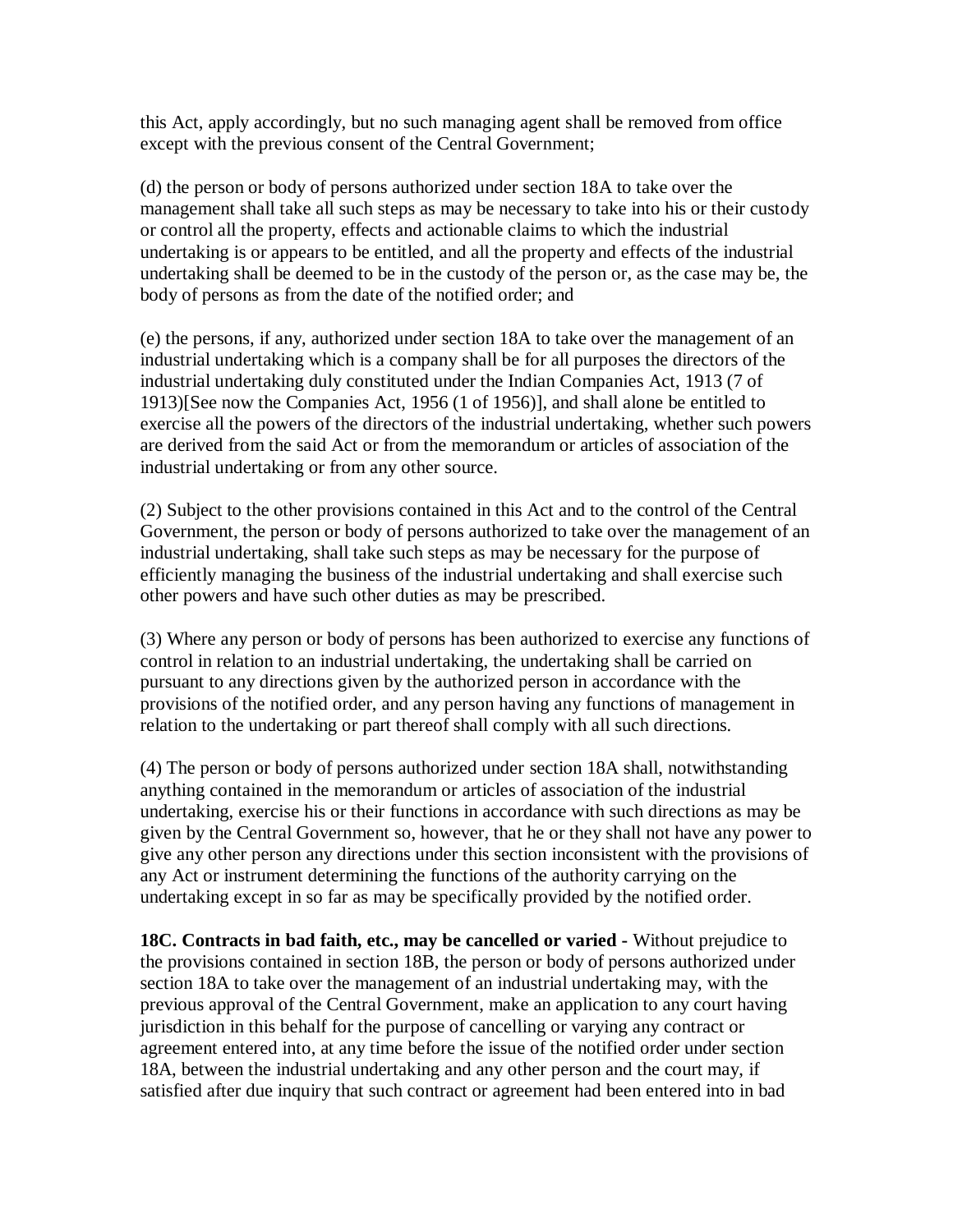this Act, apply accordingly, but no such managing agent shall be removed from office except with the previous consent of the Central Government;

(d) the person or body of persons authorized under section 18A to take over the management shall take all such steps as may be necessary to take into his or their custody or control all the property, effects and actionable claims to which the industrial undertaking is or appears to be entitled, and all the property and effects of the industrial undertaking shall be deemed to be in the custody of the person or, as the case may be, the body of persons as from the date of the notified order; and

(e) the persons, if any, authorized under section 18A to take over the management of an industrial undertaking which is a company shall be for all purposes the directors of the industrial undertaking duly constituted under the Indian Companies Act, 1913 (7 of 1913)[See now the Companies Act, 1956 (1 of 1956)], and shall alone be entitled to exercise all the powers of the directors of the industrial undertaking, whether such powers are derived from the said Act or from the memorandum or articles of association of the industrial undertaking or from any other source.

(2) Subject to the other provisions contained in this Act and to the control of the Central Government, the person or body of persons authorized to take over the management of an industrial undertaking, shall take such steps as may be necessary for the purpose of efficiently managing the business of the industrial undertaking and shall exercise such other powers and have such other duties as may be prescribed.

(3) Where any person or body of persons has been authorized to exercise any functions of control in relation to an industrial undertaking, the undertaking shall be carried on pursuant to any directions given by the authorized person in accordance with the provisions of the notified order, and any person having any functions of management in relation to the undertaking or part thereof shall comply with all such directions.

(4) The person or body of persons authorized under section 18A shall, notwithstanding anything contained in the memorandum or articles of association of the industrial undertaking, exercise his or their functions in accordance with such directions as may be given by the Central Government so, however, that he or they shall not have any power to give any other person any directions under this section inconsistent with the provisions of any Act or instrument determining the functions of the authority carrying on the undertaking except in so far as may be specifically provided by the notified order.

**18C. Contracts in bad faith, etc., may be cancelled or varied -** Without prejudice to the provisions contained in section 18B, the person or body of persons authorized under section 18A to take over the management of an industrial undertaking may, with the previous approval of the Central Government, make an application to any court having jurisdiction in this behalf for the purpose of cancelling or varying any contract or agreement entered into, at any time before the issue of the notified order under section 18A, between the industrial undertaking and any other person and the court may, if satisfied after due inquiry that such contract or agreement had been entered into in bad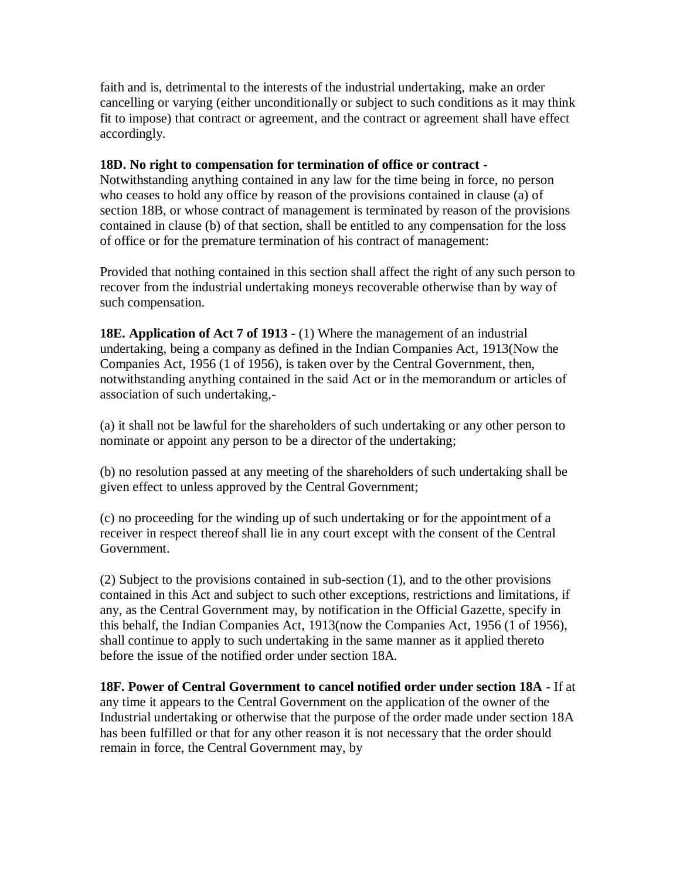faith and is, detrimental to the interests of the industrial undertaking, make an order cancelling or varying (either unconditionally or subject to such conditions as it may think fit to impose) that contract or agreement, and the contract or agreement shall have effect accordingly.

**18D. No right to compensation for termination of office or contract -**
Notwithstanding anything contained in any law for the time being in force, no person who ceases to hold any office by reason of the provisions contained in clause (a) of section 18B, or whose contract of management is terminated by reason of the provisions contained in clause (b) of that section, shall be entitled to any compensation for the loss of office or for the premature termination of his contract of management:

Provided that nothing contained in this section shall affect the right of any such person to recover from the industrial undertaking moneys recoverable otherwise than by way of such compensation.

**18E. Application of Act 7 of 1913 -** (1) Where the management of an industrial undertaking, being a company as defined in the Indian Companies Act, 1913(Now the Companies Act, 1956 (1 of 1956), is taken over by the Central Government, then, notwithstanding anything contained in the said Act or in the memorandum or articles of association of such undertaking,-

(a) it shall not be lawful for the shareholders of such undertaking or any other person to nominate or appoint any person to be a director of the undertaking;

(b) no resolution passed at any meeting of the shareholders of such undertaking shall be given effect to unless approved by the Central Government;

(c) no proceeding for the winding up of such undertaking or for the appointment of a receiver in respect thereof shall lie in any court except with the consent of the Central Government.

(2) Subject to the provisions contained in sub-section (1), and to the other provisions contained in this Act and subject to such other exceptions, restrictions and limitations, if any, as the Central Government may, by notification in the Official Gazette, specify in this behalf, the Indian Companies Act, 1913(now the Companies Act, 1956 (1 of 1956), shall continue to apply to such undertaking in the same manner as it applied thereto before the issue of the notified order under section 18A.

**18F. Power of Central Government to cancel notified order under section 18A -** If at any time it appears to the Central Government on the application of the owner of the Industrial undertaking or otherwise that the purpose of the order made under section 18A has been fulfilled or that for any other reason it is not necessary that the order should remain in force, the Central Government may, by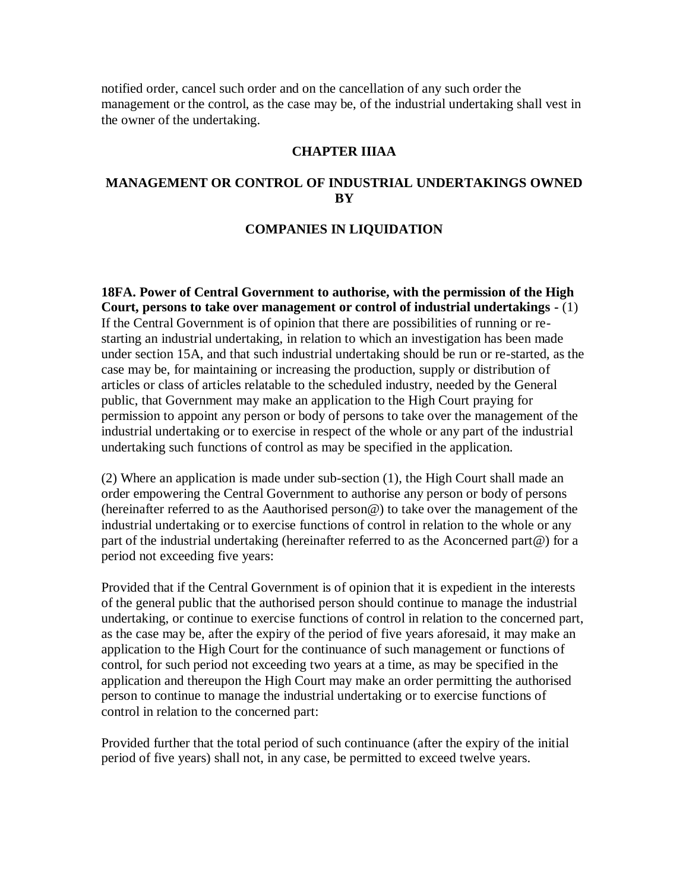notified order, cancel such order and on the cancellation of any such order the management or the control, as the case may be, of the industrial undertaking shall vest in the owner of the undertaking.

## CHAPTER IIIAA

## MANAGEMENT OR CONTROL OF INDUSTRIAL UNDERTAKINGS OWNED BY

## COMPANIES IN LIQUIDATION

**18FA. Power of Central Government to authorise, with the permission of the High Court, persons to take over management or control of industrial undertakings -** (1) If the Central Government is of opinion that there are possibilities of running or re-starting an industrial undertaking, in relation to which an investigation has been made under section 15A, and that such industrial undertaking should be run or re-started, as the case may be, for maintaining or increasing the production, supply or distribution of articles or class of articles relatable to the scheduled industry, needed by the General public, that Government may make an application to the High Court praying for permission to appoint any person or body of persons to take over the management of the industrial undertaking or to exercise in respect of the whole or any part of the industrial undertaking such functions of control as may be specified in the application.

(2) Where an application is made under sub-section (1), the High Court shall made an order empowering the Central Government to authorise any person or body of persons (hereinafter referred to as the Aauthorised person@) to take over the management of the industrial undertaking or to exercise functions of control in relation to the whole or any part of the industrial undertaking (hereinafter referred to as the Aconcerned part@) for a period not exceeding five years:

Provided that if the Central Government is of opinion that it is expedient in the interests of the general public that the authorised person should continue to manage the industrial undertaking, or continue to exercise functions of control in relation to the concerned part, as the case may be, after the expiry of the period of five years aforesaid, it may make an application to the High Court for the continuance of such management or functions of control, for such period not exceeding two years at a time, as may be specified in the application and thereupon the High Court may make an order permitting the authorised person to continue to manage the industrial undertaking or to exercise functions of control in relation to the concerned part:

Provided further that the total period of such continuance (after the expiry of the initial period of five years) shall not, in any case, be permitted to exceed twelve years.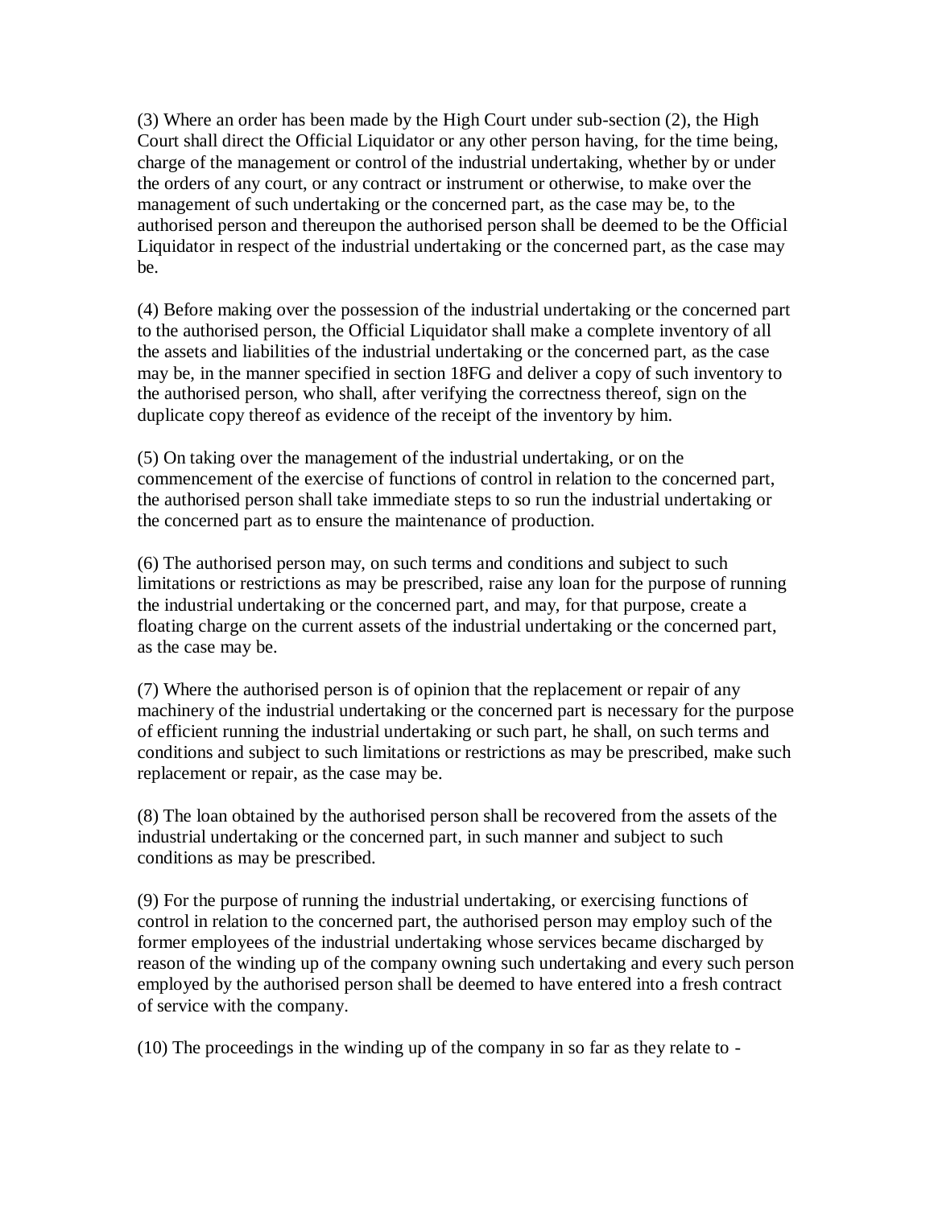(3) Where an order has been made by the High Court under sub-section (2), the High Court shall direct the Official Liquidator or any other person having, for the time being, charge of the management or control of the industrial undertaking, whether by or under the orders of any court, or any contract or instrument or otherwise, to make over the management of such undertaking or the concerned part, as the case may be, to the authorised person and thereupon the authorised person shall be deemed to be the Official Liquidator in respect of the industrial undertaking or the concerned part, as the case may be.

(4) Before making over the possession of the industrial undertaking or the concerned part to the authorised person, the Official Liquidator shall make a complete inventory of all the assets and liabilities of the industrial undertaking or the concerned part, as the case may be, in the manner specified in section 18FG and deliver a copy of such inventory to the authorised person, who shall, after verifying the correctness thereof, sign on the duplicate copy thereof as evidence of the receipt of the inventory by him.

(5) On taking over the management of the industrial undertaking, or on the commencement of the exercise of functions of control in relation to the concerned part, the authorised person shall take immediate steps to so run the industrial undertaking or the concerned part as to ensure the maintenance of production.

(6) The authorised person may, on such terms and conditions and subject to such limitations or restrictions as may be prescribed, raise any loan for the purpose of running the industrial undertaking or the concerned part, and may, for that purpose, create a floating charge on the current assets of the industrial undertaking or the concerned part, as the case may be.

(7) Where the authorised person is of opinion that the replacement or repair of any machinery of the industrial undertaking or the concerned part is necessary for the purpose of efficient running the industrial undertaking or such part, he shall, on such terms and conditions and subject to such limitations or restrictions as may be prescribed, make such replacement or repair, as the case may be.

(8) The loan obtained by the authorised person shall be recovered from the assets of the industrial undertaking or the concerned part, in such manner and subject to such conditions as may be prescribed.

(9) For the purpose of running the industrial undertaking, or exercising functions of control in relation to the concerned part, the authorised person may employ such of the former employees of the industrial undertaking whose services became discharged by reason of the winding up of the company owning such undertaking and every such person employed by the authorised person shall be deemed to have entered into a fresh contract of service with the company.

(10) The proceedings in the winding up of the company in so far as they relate to -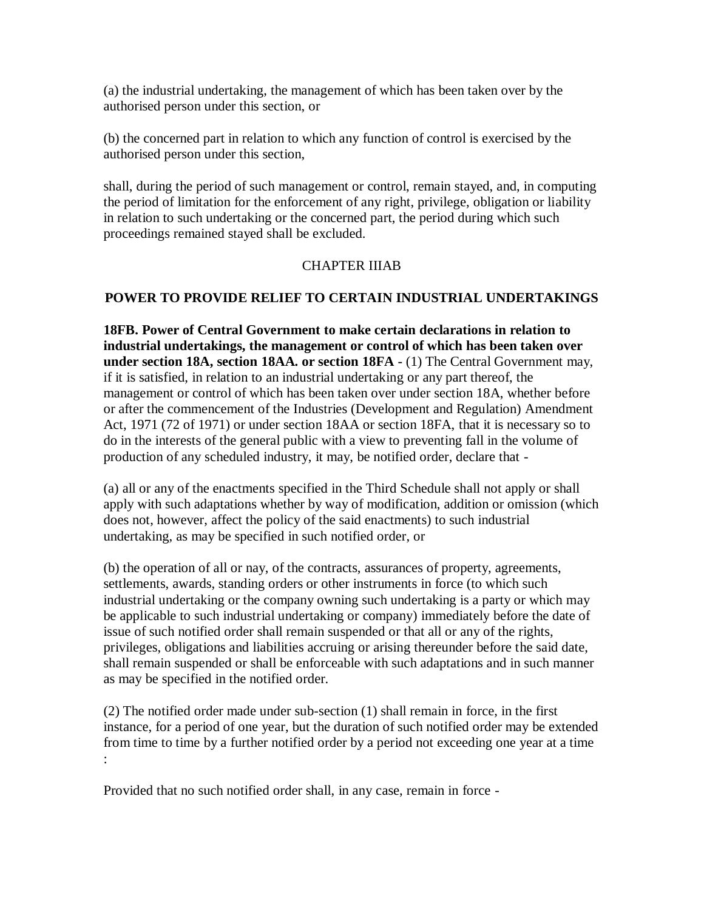(a) the industrial undertaking, the management of which has been taken over by the authorised person under this section, or

(b) the concerned part in relation to which any function of control is exercised by the authorised person under this section,

shall, during the period of such management or control, remain stayed, and, in computing the period of limitation for the enforcement of any right, privilege, obligation or liability in relation to such undertaking or the concerned part, the period during which such proceedings remained stayed shall be excluded.

## CHAPTER IIIAB

## POWER TO PROVIDE RELIEF TO CERTAIN INDUSTRIAL UNDERTAKINGS

**18FB. Power of Central Government to make certain declarations in relation to industrial undertakings, the management or control of which has been taken over under section 18A, section 18AA. or section 18FA -** (1) The Central Government may, if it is satisfied, in relation to an industrial undertaking or any part thereof, the management or control of which has been taken over under section 18A, whether before or after the commencement of the Industries (Development and Regulation) Amendment Act, 1971 (72 of 1971) or under section 18AA or section 18FA, that it is necessary so to do in the interests of the general public with a view to preventing fall in the volume of production of any scheduled industry, it may, be notified order, declare that -

(a) all or any of the enactments specified in the Third Schedule shall not apply or shall apply with such adaptations whether by way of modification, addition or omission (which does not, however, affect the policy of the said enactments) to such industrial undertaking, as may be specified in such notified order, or

(b) the operation of all or nay, of the contracts, assurances of property, agreements, settlements, awards, standing orders or other instruments in force (to which such industrial undertaking or the company owning such undertaking is a party or which may be applicable to such industrial undertaking or company) immediately before the date of issue of such notified order shall remain suspended or that all or any of the rights, privileges, obligations and liabilities accruing or arising thereunder before the said date, shall remain suspended or shall be enforceable with such adaptations and in such manner as may be specified in the notified order.

(2) The notified order made under sub-section (1) shall remain in force, in the first instance, for a period of one year, but the duration of such notified order may be extended from time to time by a further notified order by a period not exceeding one year at a time :

Provided that no such notified order shall, in any case, remain in force -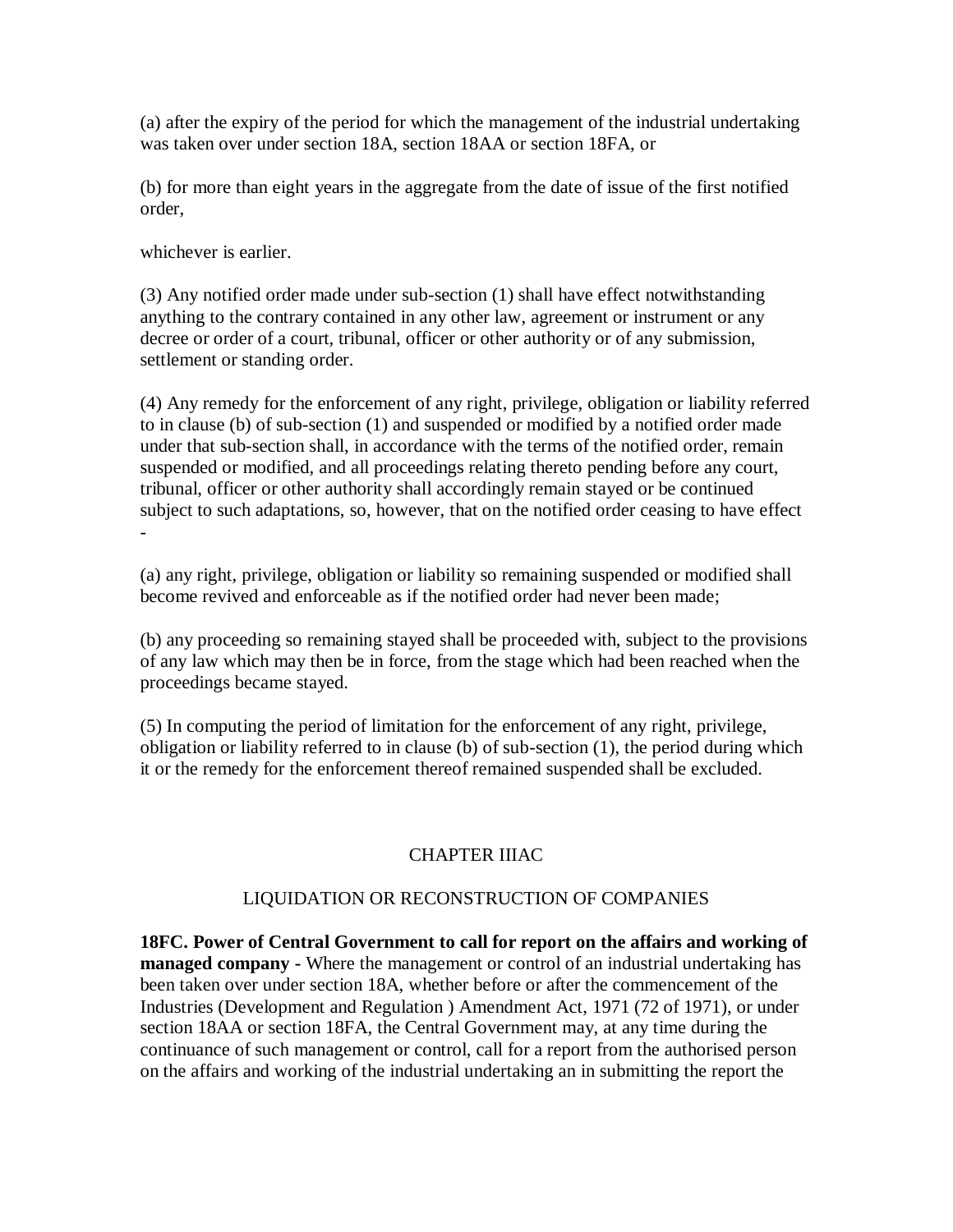(a) after the expiry of the period for which the management of the industrial undertaking was taken over under section 18A, section 18AA or section 18FA, or

(b) for more than eight years in the aggregate from the date of issue of the first notified order,

whichever is earlier.

(3) Any notified order made under sub-section (1) shall have effect notwithstanding anything to the contrary contained in any other law, agreement or instrument or any decree or order of a court, tribunal, officer or other authority or of any submission, settlement or standing order.

(4) Any remedy for the enforcement of any right, privilege, obligation or liability referred to in clause (b) of sub-section (1) and suspended or modified by a notified order made under that sub-section shall, in accordance with the terms of the notified order, remain suspended or modified, and all proceedings relating thereto pending before any court, tribunal, officer or other authority shall accordingly remain stayed or be continued subject to such adaptations, so, however, that on the notified order ceasing to have effect -

(a) any right, privilege, obligation or liability so remaining suspended or modified shall become revived and enforceable as if the notified order had never been made;

(b) any proceeding so remaining stayed shall be proceeded with, subject to the provisions of any law which may then be in force, from the stage which had been reached when the proceedings became stayed.

(5) In computing the period of limitation for the enforcement of any right, privilege, obligation or liability referred to in clause (b) of sub-section (1), the period during which it or the remedy for the enforcement thereof remained suspended shall be excluded.

## CHAPTER IIIAC

## LIQUIDATION OR RECONSTRUCTION OF COMPANIES

**18FC. Power of Central Government to call for report on the affairs and working of managed company -** Where the management or control of an industrial undertaking has been taken over under section 18A, whether before or after the commencement of the Industries (Development and Regulation ) Amendment Act, 1971 (72 of 1971), or under section 18AA or section 18FA, the Central Government may, at any time during the continuance of such management or control, call for a report from the authorised person on the affairs and working of the industrial undertaking an in submitting the report the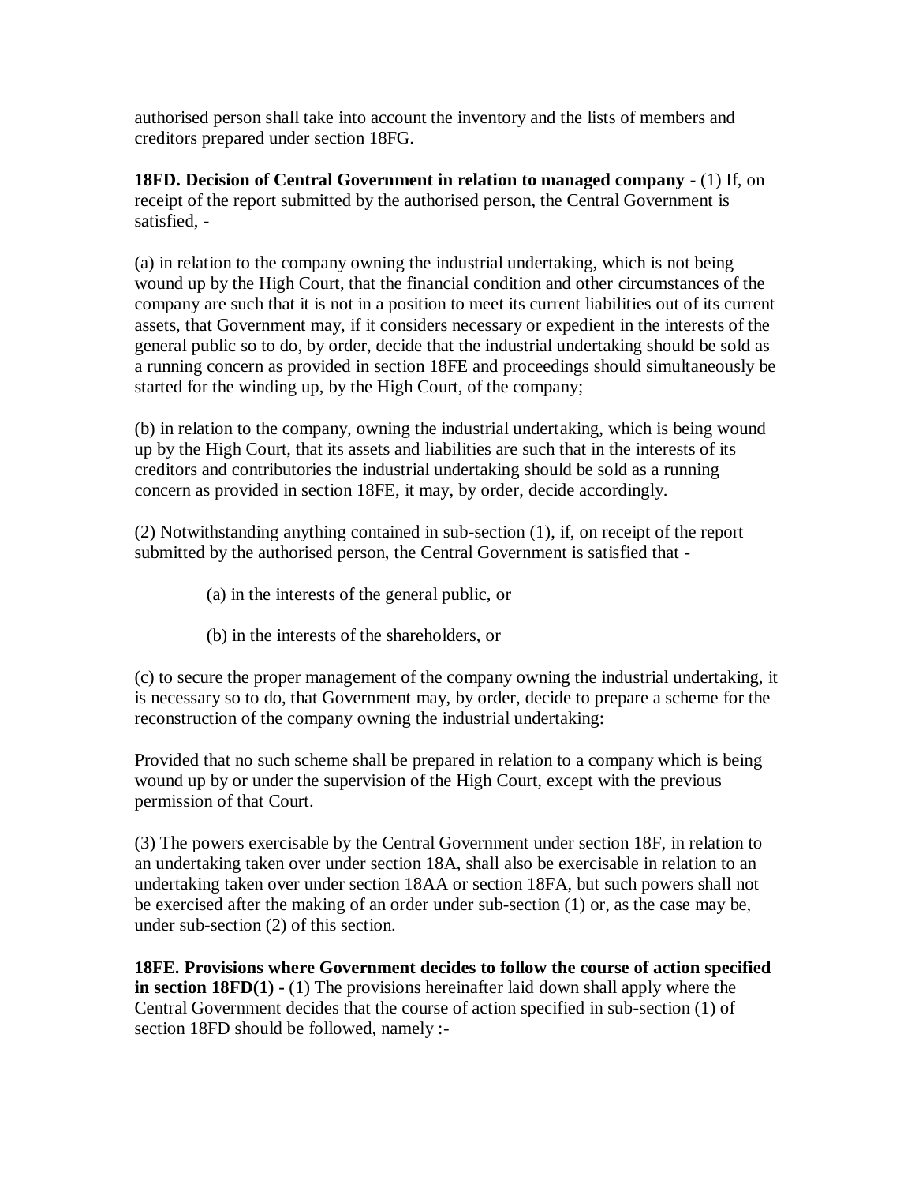authorised person shall take into account the inventory and the lists of members and creditors prepared under section 18FG.

**18FD. Decision of Central Government in relation to managed company -** (1) If, on receipt of the report submitted by the authorised person, the Central Government is satisfied, -

(a) in relation to the company owning the industrial undertaking, which is not being wound up by the High Court, that the financial condition and other circumstances of the company are such that it is not in a position to meet its current liabilities out of its current assets, that Government may, if it considers necessary or expedient in the interests of the general public so to do, by order, decide that the industrial undertaking should be sold as a running concern as provided in section 18FE and proceedings should simultaneously be started for the winding up, by the High Court, of the company;

(b) in relation to the company, owning the industrial undertaking, which is being wound up by the High Court, that its assets and liabilities are such that in the interests of its creditors and contributories the industrial undertaking should be sold as a running concern as provided in section 18FE, it may, by order, decide accordingly.

(2) Notwithstanding anything contained in sub-section (1), if, on receipt of the report submitted by the authorised person, the Central Government is satisfied that -

(a) in the interests of the general public, or

(b) in the interests of the shareholders, or

(c) to secure the proper management of the company owning the industrial undertaking, it is necessary so to do, that Government may, by order, decide to prepare a scheme for the reconstruction of the company owning the industrial undertaking:

Provided that no such scheme shall be prepared in relation to a company which is being wound up by or under the supervision of the High Court, except with the previous permission of that Court.

(3) The powers exercisable by the Central Government under section 18F, in relation to an undertaking taken over under section 18A, shall also be exercisable in relation to an undertaking taken over under section 18AA or section 18FA, but such powers shall not be exercised after the making of an order under sub-section (1) or, as the case may be, under sub-section (2) of this section.

**18FE. Provisions where Government decides to follow the course of action specified in section 18FD(1) -** (1) The provisions hereinafter laid down shall apply where the Central Government decides that the course of action specified in sub-section (1) of section 18FD should be followed, namely :-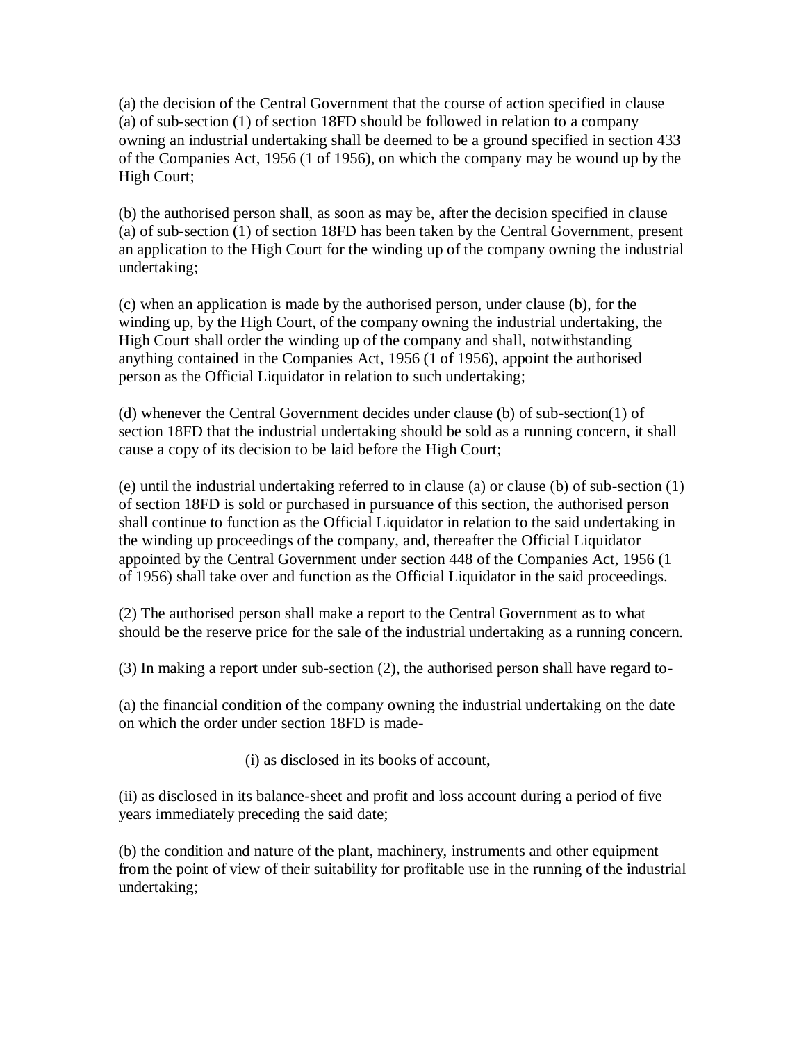(a) the decision of the Central Government that the course of action specified in clause (a) of sub-section (1) of section 18FD should be followed in relation to a company owning an industrial undertaking shall be deemed to be a ground specified in section 433 of the Companies Act, 1956 (1 of 1956), on which the company may be wound up by the High Court;

(b) the authorised person shall, as soon as may be, after the decision specified in clause (a) of sub-section (1) of section 18FD has been taken by the Central Government, present an application to the High Court for the winding up of the company owning the industrial undertaking;

(c) when an application is made by the authorised person, under clause (b), for the winding up, by the High Court, of the company owning the industrial undertaking, the High Court shall order the winding up of the company and shall, notwithstanding anything contained in the Companies Act, 1956 (1 of 1956), appoint the authorised person as the Official Liquidator in relation to such undertaking;

(d) whenever the Central Government decides under clause (b) of sub-section(1) of section 18FD that the industrial undertaking should be sold as a running concern, it shall cause a copy of its decision to be laid before the High Court;

(e) until the industrial undertaking referred to in clause (a) or clause (b) of sub-section (1) of section 18FD is sold or purchased in pursuance of this section, the authorised person shall continue to function as the Official Liquidator in relation to the said undertaking in the winding up proceedings of the company, and, thereafter the Official Liquidator appointed by the Central Government under section 448 of the Companies Act, 1956 (1 of 1956) shall take over and function as the Official Liquidator in the said proceedings.

(2) The authorised person shall make a report to the Central Government as to what should be the reserve price for the sale of the industrial undertaking as a running concern.

(3) In making a report under sub-section (2), the authorised person shall have regard to-

(a) the financial condition of the company owning the industrial undertaking on the date on which the order under section 18FD is made-

(i) as disclosed in its books of account,

(ii) as disclosed in its balance-sheet and profit and loss account during a period of five years immediately preceding the said date;

(b) the condition and nature of the plant, machinery, instruments and other equipment from the point of view of their suitability for profitable use in the running of the industrial undertaking;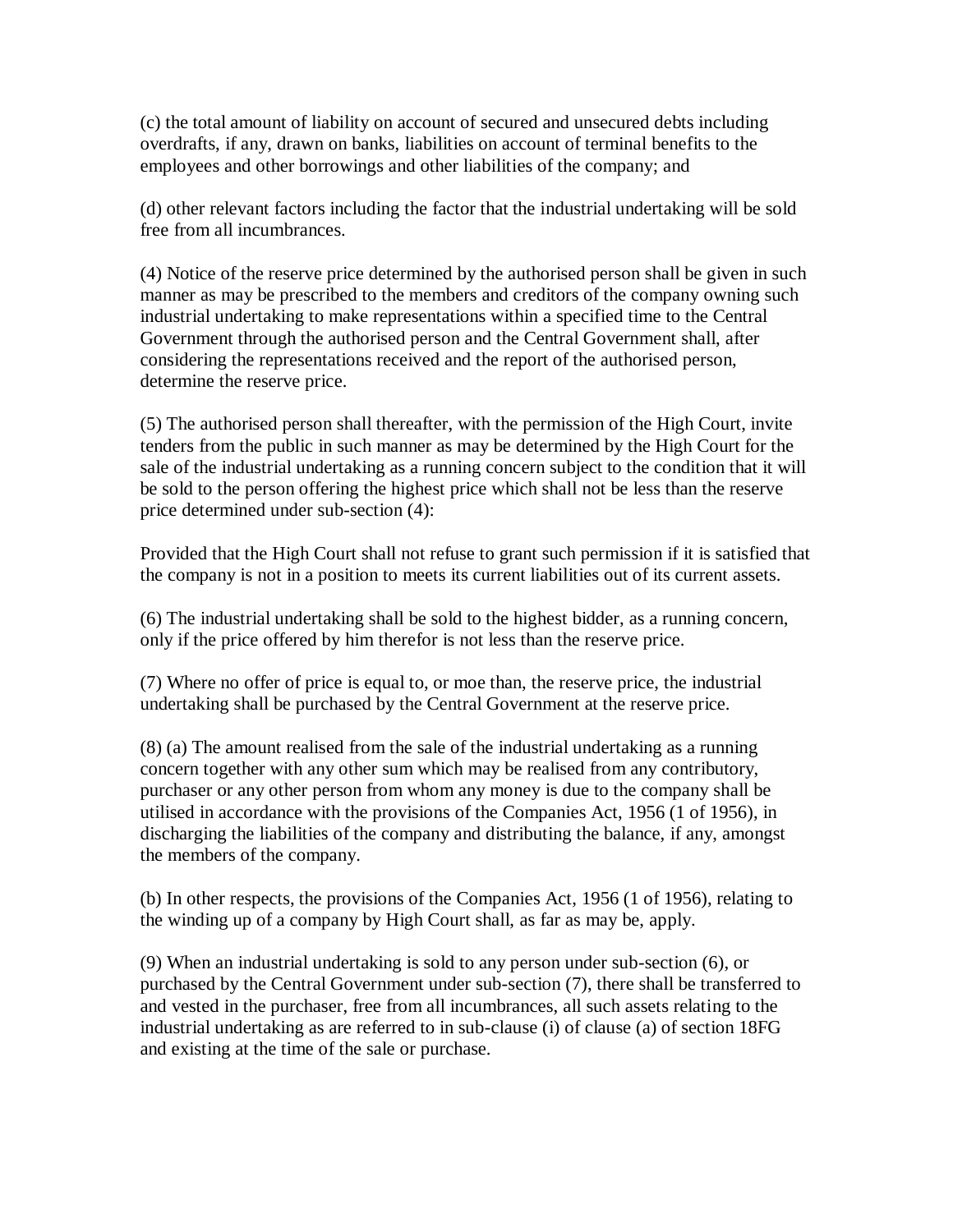(c) the total amount of liability on account of secured and unsecured debts including overdrafts, if any, drawn on banks, liabilities on account of terminal benefits to the employees and other borrowings and other liabilities of the company; and

(d) other relevant factors including the factor that the industrial undertaking will be sold free from all incumbrances.

(4) Notice of the reserve price determined by the authorised person shall be given in such manner as may be prescribed to the members and creditors of the company owning such industrial undertaking to make representations within a specified time to the Central Government through the authorised person and the Central Government shall, after considering the representations received and the report of the authorised person, determine the reserve price.

(5) The authorised person shall thereafter, with the permission of the High Court, invite tenders from the public in such manner as may be determined by the High Court for the sale of the industrial undertaking as a running concern subject to the condition that it will be sold to the person offering the highest price which shall not be less than the reserve price determined under sub-section (4):

Provided that the High Court shall not refuse to grant such permission if it is satisfied that the company is not in a position to meets its current liabilities out of its current assets.

(6) The industrial undertaking shall be sold to the highest bidder, as a running concern, only if the price offered by him therefor is not less than the reserve price.

(7) Where no offer of price is equal to, or moe than, the reserve price, the industrial undertaking shall be purchased by the Central Government at the reserve price.

(8) (a) The amount realised from the sale of the industrial undertaking as a running concern together with any other sum which may be realised from any contributory, purchaser or any other person from whom any money is due to the company shall be utilised in accordance with the provisions of the Companies Act, 1956 (1 of 1956), in discharging the liabilities of the company and distributing the balance, if any, amongst the members of the company.

(b) In other respects, the provisions of the Companies Act, 1956 (1 of 1956), relating to the winding up of a company by High Court shall, as far as may be, apply.

(9) When an industrial undertaking is sold to any person under sub-section (6), or purchased by the Central Government under sub-section (7), there shall be transferred to and vested in the purchaser, free from all incumbrances, all such assets relating to the industrial undertaking as are referred to in sub-clause (i) of clause (a) of section 18FG and existing at the time of the sale or purchase.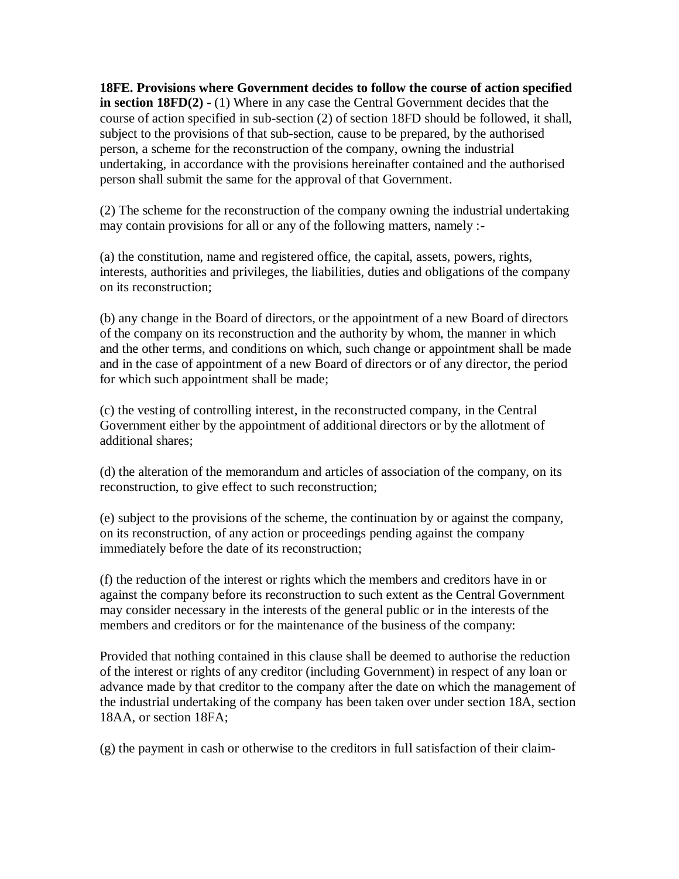**18FE. Provisions where Government decides to follow the course of action specified in section 18FD(2) -** (1) Where in any case the Central Government decides that the course of action specified in sub-section (2) of section 18FD should be followed, it shall, subject to the provisions of that sub-section, cause to be prepared, by the authorised person, a scheme for the reconstruction of the company, owning the industrial undertaking, in accordance with the provisions hereinafter contained and the authorised person shall submit the same for the approval of that Government.

(2) The scheme for the reconstruction of the company owning the industrial undertaking may contain provisions for all or any of the following matters, namely :-

(a) the constitution, name and registered office, the capital, assets, powers, rights, interests, authorities and privileges, the liabilities, duties and obligations of the company on its reconstruction;

(b) any change in the Board of directors, or the appointment of a new Board of directors of the company on its reconstruction and the authority by whom, the manner in which and the other terms, and conditions on which, such change or appointment shall be made and in the case of appointment of a new Board of directors or of any director, the period for which such appointment shall be made;

(c) the vesting of controlling interest, in the reconstructed company, in the Central Government either by the appointment of additional directors or by the allotment of additional shares;

(d) the alteration of the memorandum and articles of association of the company, on its reconstruction, to give effect to such reconstruction;

(e) subject to the provisions of the scheme, the continuation by or against the company, on its reconstruction, of any action or proceedings pending against the company immediately before the date of its reconstruction;

(f) the reduction of the interest or rights which the members and creditors have in or against the company before its reconstruction to such extent as the Central Government may consider necessary in the interests of the general public or in the interests of the members and creditors or for the maintenance of the business of the company:

Provided that nothing contained in this clause shall be deemed to authorise the reduction of the interest or rights of any creditor (including Government) in respect of any loan or advance made by that creditor to the company after the date on which the management of the industrial undertaking of the company has been taken over under section 18A, section 18AA, or section 18FA;

(g) the payment in cash or otherwise to the creditors in full satisfaction of their claim-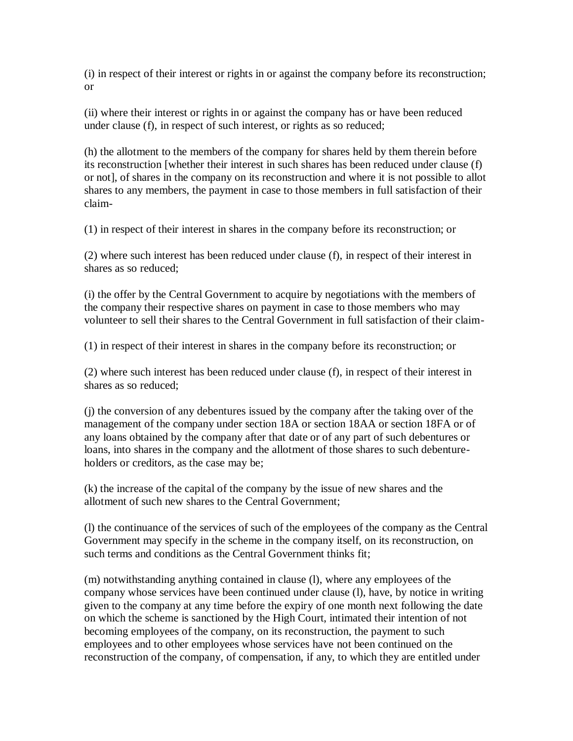(i) in respect of their interest or rights in or against the company before its reconstruction; or

(ii) where their interest or rights in or against the company has or have been reduced under clause (f), in respect of such interest, or rights as so reduced;

(h) the allotment to the members of the company for shares held by them therein before its reconstruction [whether their interest in such shares has been reduced under clause (f) or not], of shares in the company on its reconstruction and where it is not possible to allot shares to any members, the payment in case to those members in full satisfaction of their claim-

(1) in respect of their interest in shares in the company before its reconstruction; or

(2) where such interest has been reduced under clause (f), in respect of their interest in shares as so reduced;

(i) the offer by the Central Government to acquire by negotiations with the members of the company their respective shares on payment in case to those members who may volunteer to sell their shares to the Central Government in full satisfaction of their claim-

(1) in respect of their interest in shares in the company before its reconstruction; or

(2) where such interest has been reduced under clause (f), in respect of their interest in shares as so reduced;

(j) the conversion of any debentures issued by the company after the taking over of the management of the company under section 18A or section 18AA or section 18FA or of any loans obtained by the company after that date or of any part of such debentures or loans, into shares in the company and the allotment of those shares to such debenture-holders or creditors, as the case may be;

(k) the increase of the capital of the company by the issue of new shares and the allotment of such new shares to the Central Government;

(l) the continuance of the services of such of the employees of the company as the Central Government may specify in the scheme in the company itself, on its reconstruction, on such terms and conditions as the Central Government thinks fit;

(m) notwithstanding anything contained in clause (l), where any employees of the company whose services have been continued under clause (l), have, by notice in writing given to the company at any time before the expiry of one month next following the date on which the scheme is sanctioned by the High Court, intimated their intention of not becoming employees of the company, on its reconstruction, the payment to such employees and to other employees whose services have not been continued on the reconstruction of the company, of compensation, if any, to which they are entitled under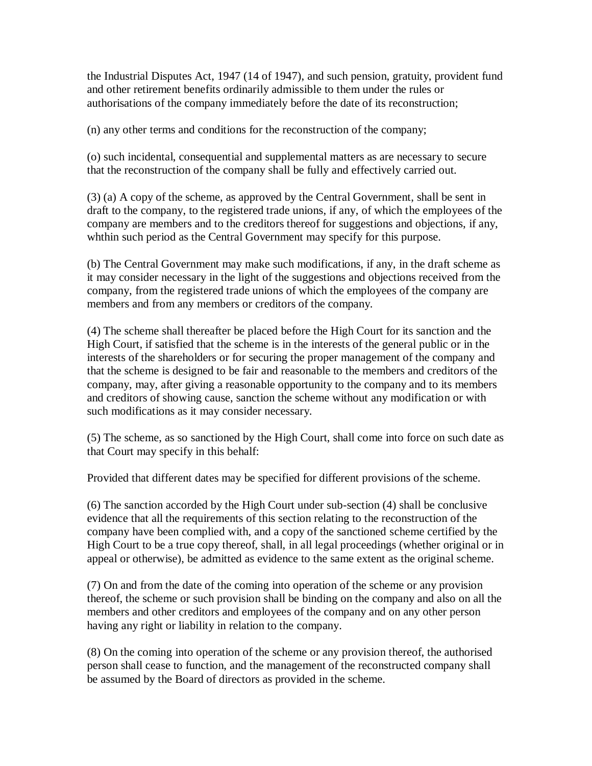the Industrial Disputes Act, 1947 (14 of 1947), and such pension, gratuity, provident fund and other retirement benefits ordinarily admissible to them under the rules or authorisations of the company immediately before the date of its reconstruction;

(n) any other terms and conditions for the reconstruction of the company;

(o) such incidental, consequential and supplemental matters as are necessary to secure that the reconstruction of the company shall be fully and effectively carried out.

(3) (a) A copy of the scheme, as approved by the Central Government, shall be sent in draft to the company, to the registered trade unions, if any, of which the employees of the company are members and to the creditors thereof for suggestions and objections, if any, whthin such period as the Central Government may specify for this purpose.

(b) The Central Government may make such modifications, if any, in the draft scheme as it may consider necessary in the light of the suggestions and objections received from the company, from the registered trade unions of which the employees of the company are members and from any members or creditors of the company.

(4) The scheme shall thereafter be placed before the High Court for its sanction and the High Court, if satisfied that the scheme is in the interests of the general public or in the interests of the shareholders or for securing the proper management of the company and that the scheme is designed to be fair and reasonable to the members and creditors of the company, may, after giving a reasonable opportunity to the company and to its members and creditors of showing cause, sanction the scheme without any modification or with such modifications as it may consider necessary.

(5) The scheme, as so sanctioned by the High Court, shall come into force on such date as that Court may specify in this behalf:

Provided that different dates may be specified for different provisions of the scheme.

(6) The sanction accorded by the High Court under sub-section (4) shall be conclusive evidence that all the requirements of this section relating to the reconstruction of the company have been complied with, and a copy of the sanctioned scheme certified by the High Court to be a true copy thereof, shall, in all legal proceedings (whether original or in appeal or otherwise), be admitted as evidence to the same extent as the original scheme.

(7) On and from the date of the coming into operation of the scheme or any provision thereof, the scheme or such provision shall be binding on the company and also on all the members and other creditors and employees of the company and on any other person having any right or liability in relation to the company.

(8) On the coming into operation of the scheme or any provision thereof, the authorised person shall cease to function, and the management of the reconstructed company shall be assumed by the Board of directors as provided in the scheme.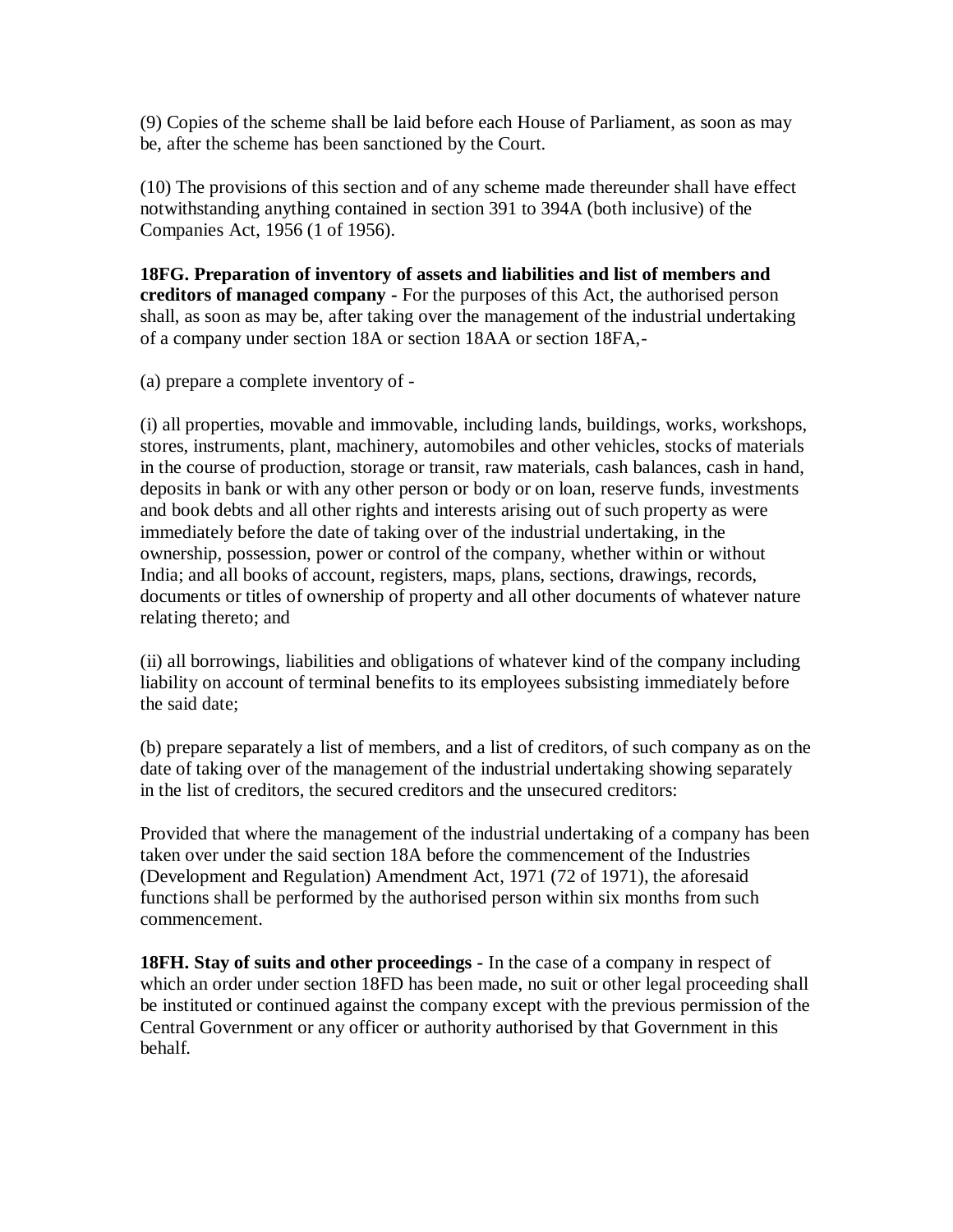(9) Copies of the scheme shall be laid before each House of Parliament, as soon as may be, after the scheme has been sanctioned by the Court.

(10) The provisions of this section and of any scheme made thereunder shall have effect notwithstanding anything contained in section 391 to 394A (both inclusive) of the Companies Act, 1956 (1 of 1956).

**18FG. Preparation of inventory of assets and liabilities and list of members and creditors of managed company -** For the purposes of this Act, the authorised person shall, as soon as may be, after taking over the management of the industrial undertaking of a company under section 18A or section 18AA or section 18FA,-

(a) prepare a complete inventory of -

(i) all properties, movable and immovable, including lands, buildings, works, workshops, stores, instruments, plant, machinery, automobiles and other vehicles, stocks of materials in the course of production, storage or transit, raw materials, cash balances, cash in hand, deposits in bank or with any other person or body or on loan, reserve funds, investments and book debts and all other rights and interests arising out of such property as were immediately before the date of taking over of the industrial undertaking, in the ownership, possession, power or control of the company, whether within or without India; and all books of account, registers, maps, plans, sections, drawings, records, documents or titles of ownership of property and all other documents of whatever nature relating thereto; and

(ii) all borrowings, liabilities and obligations of whatever kind of the company including liability on account of terminal benefits to its employees subsisting immediately before the said date;

(b) prepare separately a list of members, and a list of creditors, of such company as on the date of taking over of the management of the industrial undertaking showing separately in the list of creditors, the secured creditors and the unsecured creditors:

Provided that where the management of the industrial undertaking of a company has been taken over under the said section 18A before the commencement of the Industries (Development and Regulation) Amendment Act, 1971 (72 of 1971), the aforesaid functions shall be performed by the authorised person within six months from such commencement.

**18FH. Stay of suits and other proceedings -** In the case of a company in respect of which an order under section 18FD has been made, no suit or other legal proceeding shall be instituted or continued against the company except with the previous permission of the Central Government or any officer or authority authorised by that Government in this behalf.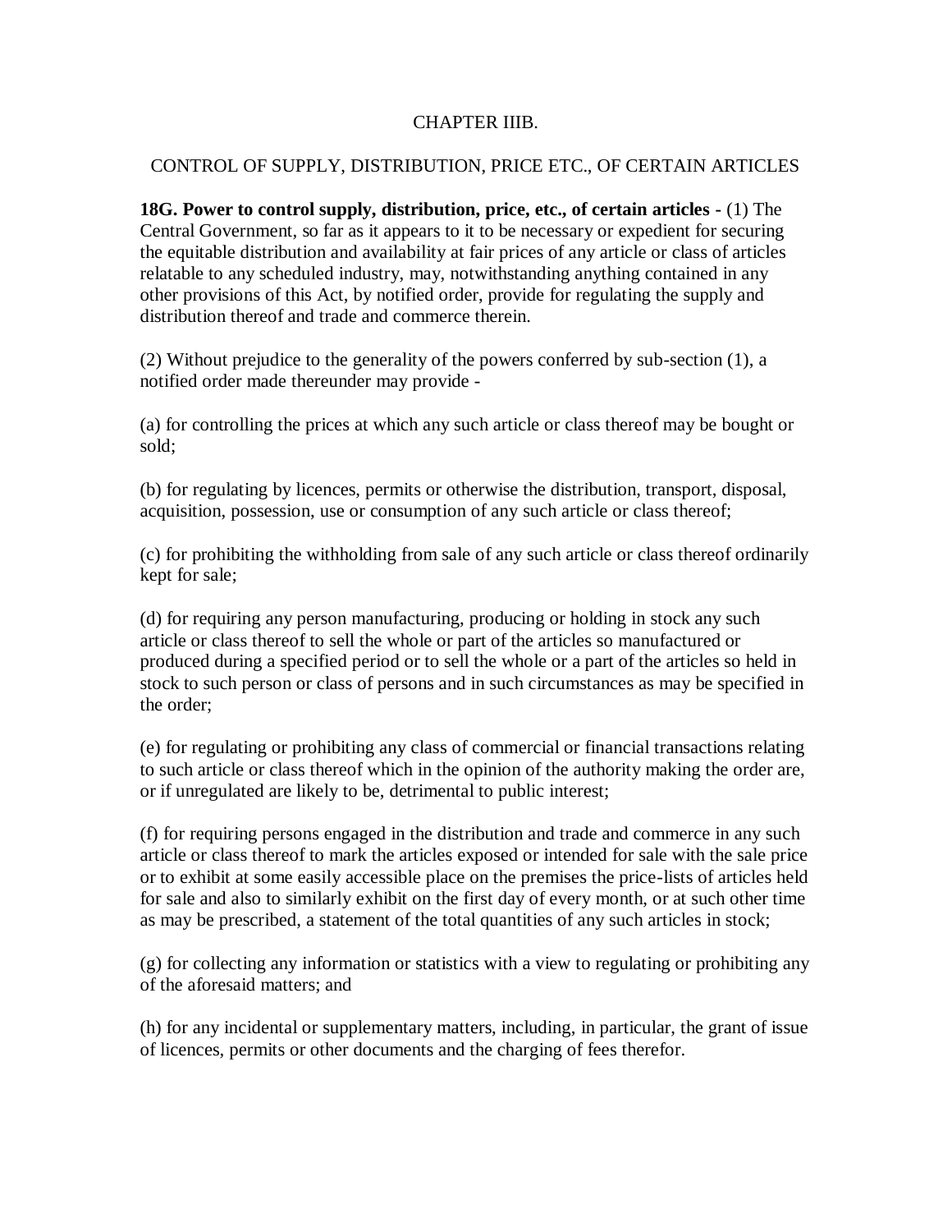## CHAPTER IIIB.

## CONTROL OF SUPPLY, DISTRIBUTION, PRICE ETC., OF CERTAIN ARTICLES

**18G. Power to control supply, distribution, price, etc., of certain articles -** (1) The Central Government, so far as it appears to it to be necessary or expedient for securing the equitable distribution and availability at fair prices of any article or class of articles relatable to any scheduled industry, may, notwithstanding anything contained in any other provisions of this Act, by notified order, provide for regulating the supply and distribution thereof and trade and commerce therein.

(2) Without prejudice to the generality of the powers conferred by sub-section (1), a notified order made thereunder may provide -

(a) for controlling the prices at which any such article or class thereof may be bought or sold;

(b) for regulating by licences, permits or otherwise the distribution, transport, disposal, acquisition, possession, use or consumption of any such article or class thereof;

(c) for prohibiting the withholding from sale of any such article or class thereof ordinarily kept for sale;

(d) for requiring any person manufacturing, producing or holding in stock any such article or class thereof to sell the whole or part of the articles so manufactured or produced during a specified period or to sell the whole or a part of the articles so held in stock to such person or class of persons and in such circumstances as may be specified in the order;

(e) for regulating or prohibiting any class of commercial or financial transactions relating to such article or class thereof which in the opinion of the authority making the order are, or if unregulated are likely to be, detrimental to public interest;

(f) for requiring persons engaged in the distribution and trade and commerce in any such article or class thereof to mark the articles exposed or intended for sale with the sale price or to exhibit at some easily accessible place on the premises the price-lists of articles held for sale and also to similarly exhibit on the first day of every month, or at such other time as may be prescribed, a statement of the total quantities of any such articles in stock;

(g) for collecting any information or statistics with a view to regulating or prohibiting any of the aforesaid matters; and

(h) for any incidental or supplementary matters, including, in particular, the grant of issue of licences, permits or other documents and the charging of fees therefor.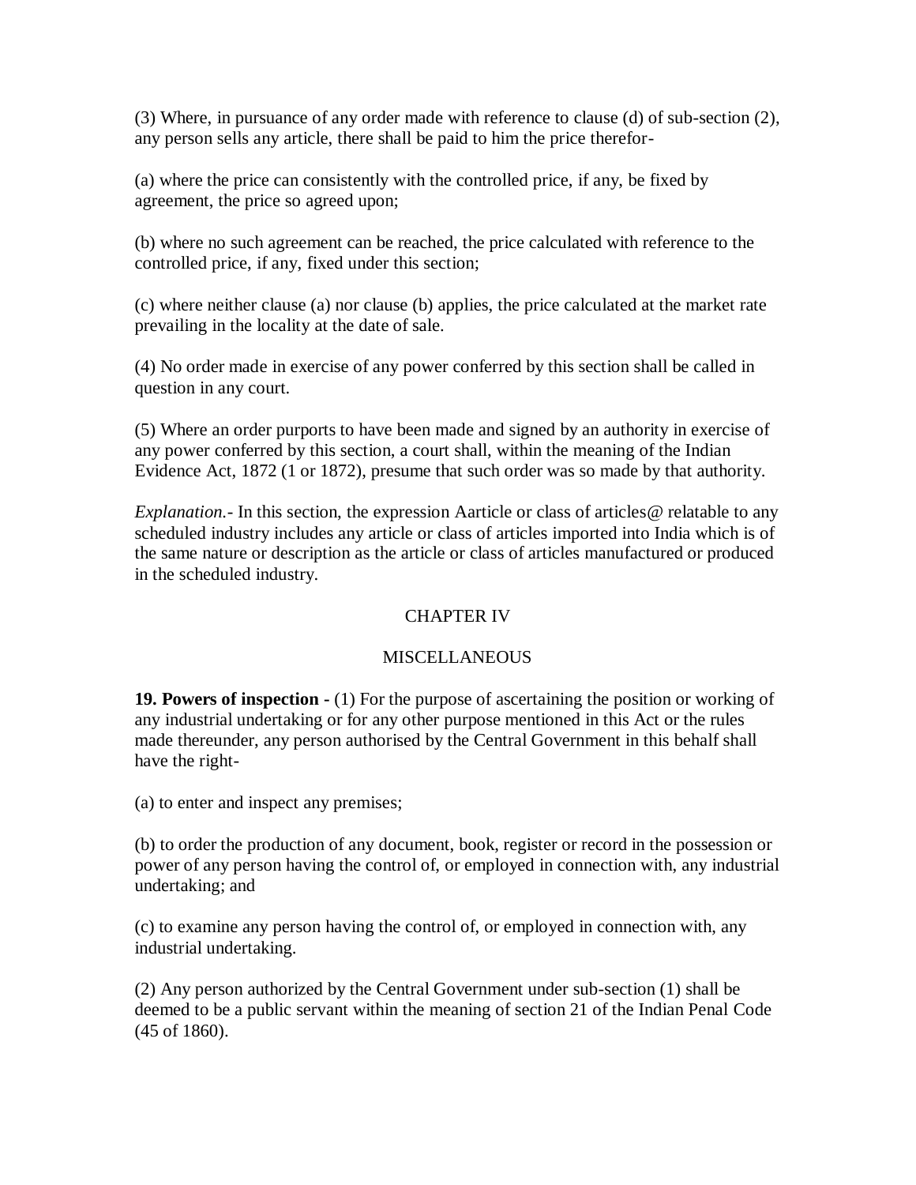(3) Where, in pursuance of any order made with reference to clause (d) of sub-section (2), any person sells any article, there shall be paid to him the price therefor-

(a) where the price can consistently with the controlled price, if any, be fixed by agreement, the price so agreed upon;

(b) where no such agreement can be reached, the price calculated with reference to the controlled price, if any, fixed under this section;

(c) where neither clause (a) nor clause (b) applies, the price calculated at the market rate prevailing in the locality at the date of sale.

(4) No order made in exercise of any power conferred by this section shall be called in question in any court.

(5) Where an order purports to have been made and signed by an authority in exercise of any power conferred by this section, a court shall, within the meaning of the Indian Evidence Act, 1872 (1 or 1872), presume that such order was so made by that authority.

*Explanation.*- In this section, the expression Aarticle or class of articles@ relatable to any scheduled industry includes any article or class of articles imported into India which is of the same nature or description as the article or class of articles manufactured or produced in the scheduled industry.

## CHAPTER IV

## MISCELLANEOUS

**19. Powers of inspection -** (1) For the purpose of ascertaining the position or working of any industrial undertaking or for any other purpose mentioned in this Act or the rules made thereunder, any person authorised by the Central Government in this behalf shall have the right-

(a) to enter and inspect any premises;

(b) to order the production of any document, book, register or record in the possession or power of any person having the control of, or employed in connection with, any industrial undertaking; and

(c) to examine any person having the control of, or employed in connection with, any industrial undertaking.

(2) Any person authorized by the Central Government under sub-section (1) shall be deemed to be a public servant within the meaning of section 21 of the Indian Penal Code (45 of 1860).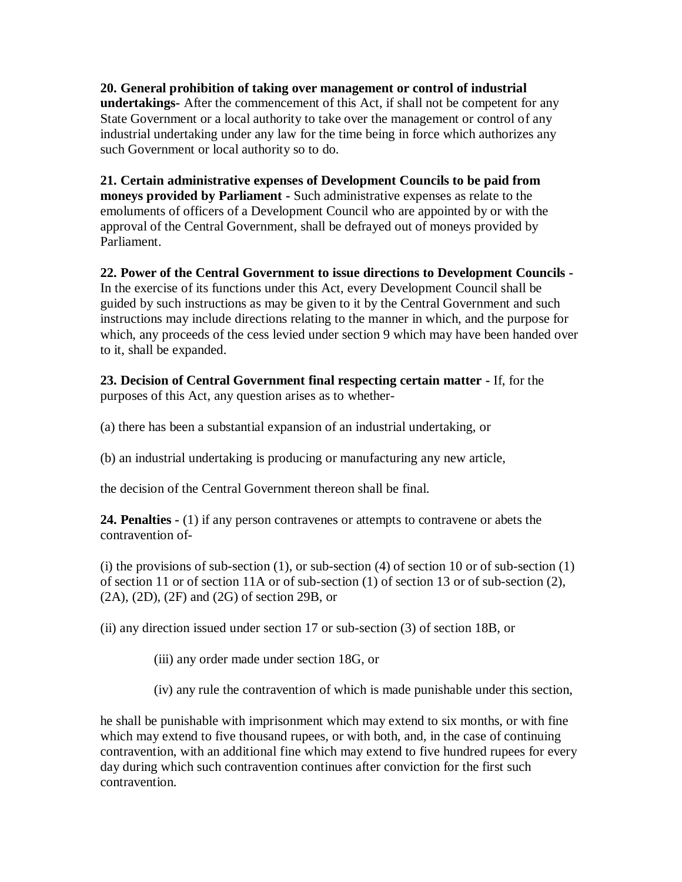**20. General prohibition of taking over management or control of industrial undertakings-** After the commencement of this Act, if shall not be competent for any State Government or a local authority to take over the management or control of any industrial undertaking under any law for the time being in force which authorizes any such Government or local authority so to do.

**21. Certain administrative expenses of Development Councils to be paid from moneys provided by Parliament -** Such administrative expenses as relate to the emoluments of officers of a Development Council who are appointed by or with the approval of the Central Government, shall be defrayed out of moneys provided by Parliament.

**22. Power of the Central Government to issue directions to Development Councils -** In the exercise of its functions under this Act, every Development Council shall be guided by such instructions as may be given to it by the Central Government and such instructions may include directions relating to the manner in which, and the purpose for which, any proceeds of the cess levied under section 9 which may have been handed over to it, shall be expanded.

**23. Decision of Central Government final respecting certain matter -** If, for the purposes of this Act, any question arises as to whether-

(a) there has been a substantial expansion of an industrial undertaking, or

(b) an industrial undertaking is producing or manufacturing any new article,

the decision of the Central Government thereon shall be final.

**24. Penalties -** (1) if any person contravenes or attempts to contravene or abets the contravention of-

(i) the provisions of sub-section (1), or sub-section (4) of section 10 or of sub-section (1) of section 11 or of section 11A or of sub-section (1) of section 13 or of sub-section (2), (2A), (2D), (2F) and (2G) of section 29B, or

(ii) any direction issued under section 17 or sub-section (3) of section 18B, or

(iii) any order made under section 18G, or

(iv) any rule the contravention of which is made punishable under this section,

he shall be punishable with imprisonment which may extend to six months, or with fine which may extend to five thousand rupees, or with both, and, in the case of continuing contravention, with an additional fine which may extend to five hundred rupees for every day during which such contravention continues after conviction for the first such contravention.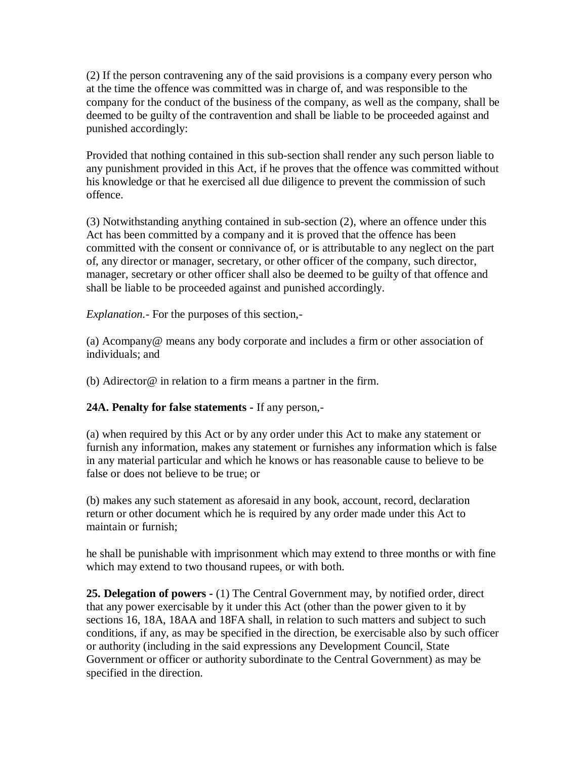(2) If the person contravening any of the said provisions is a company every person who at the time the offence was committed was in charge of, and was responsible to the company for the conduct of the business of the company, as well as the company, shall be deemed to be guilty of the contravention and shall be liable to be proceeded against and punished accordingly:

Provided that nothing contained in this sub-section shall render any such person liable to any punishment provided in this Act, if he proves that the offence was committed without his knowledge or that he exercised all due diligence to prevent the commission of such offence.

(3) Notwithstanding anything contained in sub-section (2), where an offence under this Act has been committed by a company and it is proved that the offence has been committed with the consent or connivance of, or is attributable to any neglect on the part of, any director or manager, secretary, or other officer of the company, such director, manager, secretary or other officer shall also be deemed to be guilty of that offence and shall be liable to be proceeded against and punished accordingly.

*Explanation.*- For the purposes of this section,-

(a) Acompany@ means any body corporate and includes a firm or other association of individuals; and

(b) Adirector@ in relation to a firm means a partner in the firm.

**24A. Penalty for false statements -** If any person,-

(a) when required by this Act or by any order under this Act to make any statement or furnish any information, makes any statement or furnishes any information which is false in any material particular and which he knows or has reasonable cause to believe to be false or does not believe to be true; or

(b) makes any such statement as aforesaid in any book, account, record, declaration return or other document which he is required by any order made under this Act to maintain or furnish;

he shall be punishable with imprisonment which may extend to three months or with fine which may extend to two thousand rupees, or with both.

**25. Delegation of powers -** (1) The Central Government may, by notified order, direct that any power exercisable by it under this Act (other than the power given to it by sections 16, 18A, 18AA and 18FA shall, in relation to such matters and subject to such conditions, if any, as may be specified in the direction, be exercisable also by such officer or authority (including in the said expressions any Development Council, State Government or officer or authority subordinate to the Central Government) as may be specified in the direction.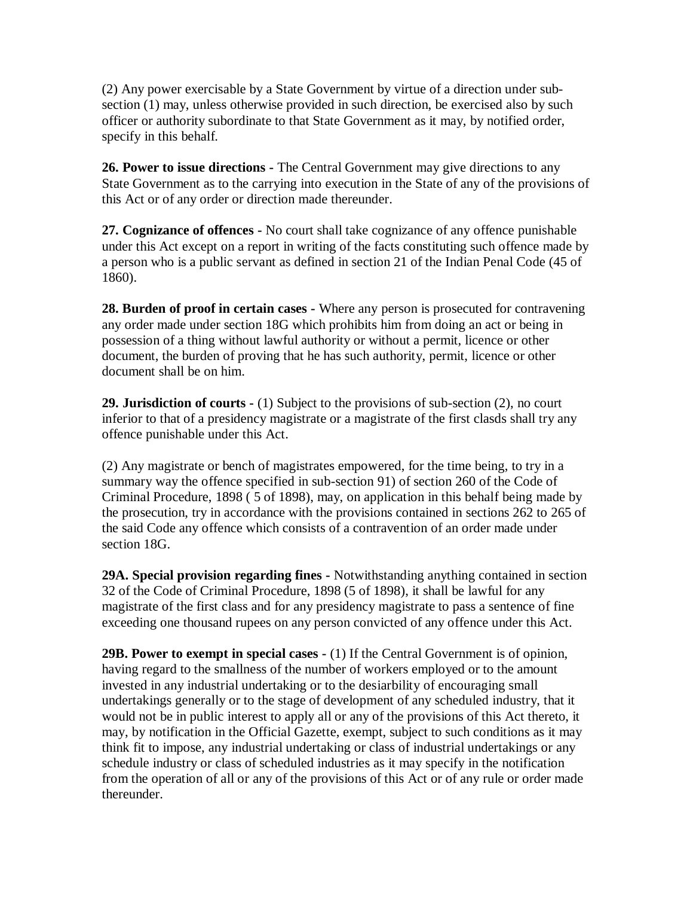(2) Any power exercisable by a State Government by virtue of a direction under sub-section (1) may, unless otherwise provided in such direction, be exercised also by such officer or authority subordinate to that State Government as it may, by notified order, specify in this behalf.

**26. Power to issue directions -** The Central Government may give directions to any State Government as to the carrying into execution in the State of any of the provisions of this Act or of any order or direction made thereunder.

**27. Cognizance of offences -** No court shall take cognizance of any offence punishable under this Act except on a report in writing of the facts constituting such offence made by a person who is a public servant as defined in section 21 of the Indian Penal Code (45 of 1860).

**28. Burden of proof in certain cases -** Where any person is prosecuted for contravening any order made under section 18G which prohibits him from doing an act or being in possession of a thing without lawful authority or without a permit, licence or other document, the burden of proving that he has such authority, permit, licence or other document shall be on him.

**29. Jurisdiction of courts -** (1) Subject to the provisions of sub-section (2), no court inferior to that of a presidency magistrate or a magistrate of the first clasds shall try any offence punishable under this Act.

(2) Any magistrate or bench of magistrates empowered, for the time being, to try in a summary way the offence specified in sub-section 91) of section 260 of the Code of Criminal Procedure, 1898 ( 5 of 1898), may, on application in this behalf being made by the prosecution, try in accordance with the provisions contained in sections 262 to 265 of the said Code any offence which consists of a contravention of an order made under section 18G.

**29A. Special provision regarding fines -** Notwithstanding anything contained in section 32 of the Code of Criminal Procedure, 1898 (5 of 1898), it shall be lawful for any magistrate of the first class and for any presidency magistrate to pass a sentence of fine exceeding one thousand rupees on any person convicted of any offence under this Act.

**29B. Power to exempt in special cases -** (1) If the Central Government is of opinion, having regard to the smallness of the number of workers employed or to the amount invested in any industrial undertaking or to the desiarbility of encouraging small undertakings generally or to the stage of development of any scheduled industry, that it would not be in public interest to apply all or any of the provisions of this Act thereto, it may, by notification in the Official Gazette, exempt, subject to such conditions as it may think fit to impose, any industrial undertaking or class of industrial undertakings or any schedule industry or class of scheduled industries as it may specify in the notification from the operation of all or any of the provisions of this Act or of any rule or order made thereunder.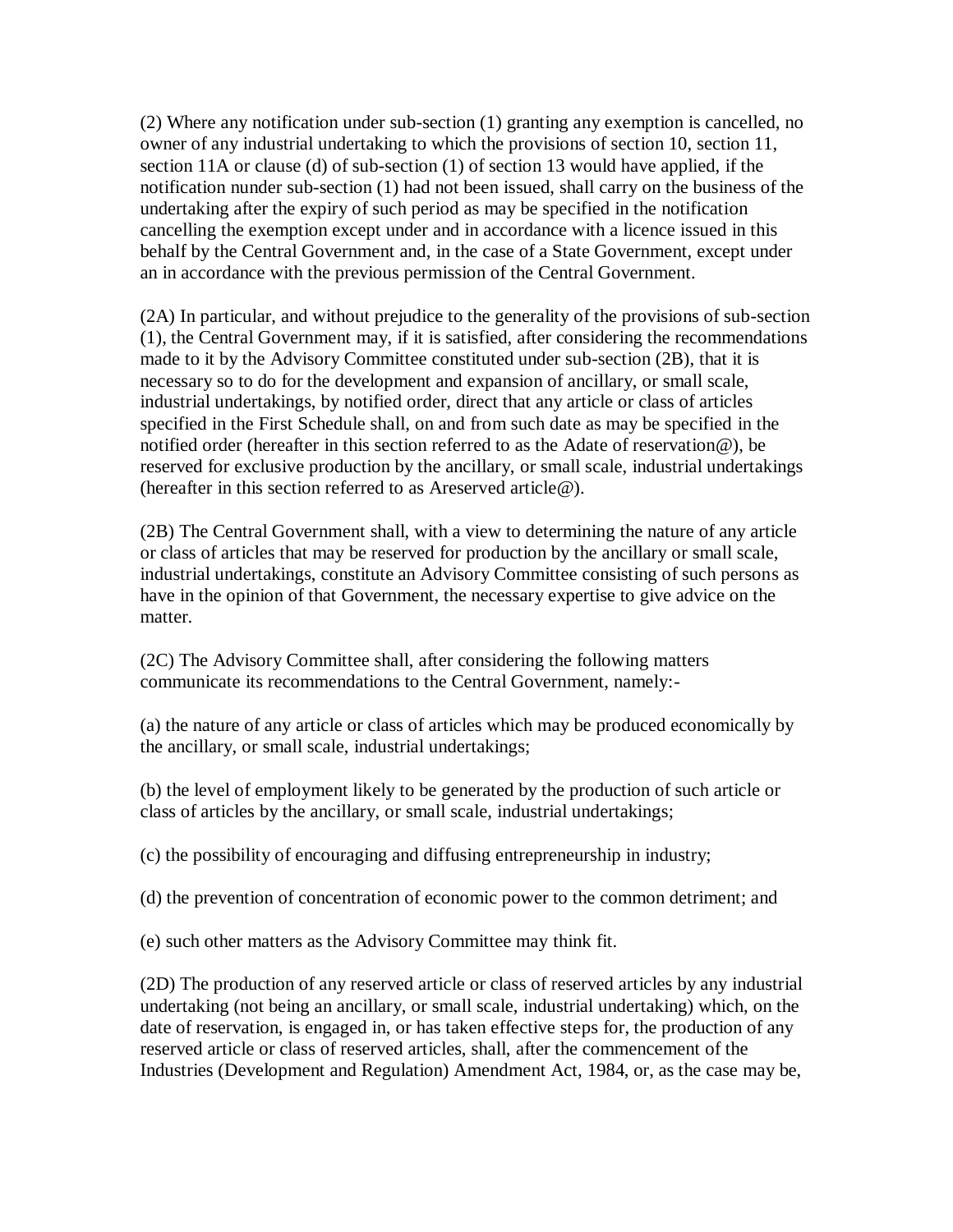(2) Where any notification under sub-section (1) granting any exemption is cancelled, no owner of any industrial undertaking to which the provisions of section 10, section 11, section 11A or clause (d) of sub-section (1) of section 13 would have applied, if the notification nunder sub-section (1) had not been issued, shall carry on the business of the undertaking after the expiry of such period as may be specified in the notification cancelling the exemption except under and in accordance with a licence issued in this behalf by the Central Government and, in the case of a State Government, except under an in accordance with the previous permission of the Central Government.

(2A) In particular, and without prejudice to the generality of the provisions of sub-section (1), the Central Government may, if it is satisfied, after considering the recommendations made to it by the Advisory Committee constituted under sub-section (2B), that it is necessary so to do for the development and expansion of ancillary, or small scale, industrial undertakings, by notified order, direct that any article or class of articles specified in the First Schedule shall, on and from such date as may be specified in the notified order (hereafter in this section referred to as the Adate of reservation@), be reserved for exclusive production by the ancillary, or small scale, industrial undertakings (hereafter in this section referred to as Areserved article@).

(2B) The Central Government shall, with a view to determining the nature of any article or class of articles that may be reserved for production by the ancillary or small scale, industrial undertakings, constitute an Advisory Committee consisting of such persons as have in the opinion of that Government, the necessary expertise to give advice on the matter.

(2C) The Advisory Committee shall, after considering the following matters communicate its recommendations to the Central Government, namely:-

(a) the nature of any article or class of articles which may be produced economically by the ancillary, or small scale, industrial undertakings;

(b) the level of employment likely to be generated by the production of such article or class of articles by the ancillary, or small scale, industrial undertakings;

(c) the possibility of encouraging and diffusing entrepreneurship in industry;

(d) the prevention of concentration of economic power to the common detriment; and

(e) such other matters as the Advisory Committee may think fit.

(2D) The production of any reserved article or class of reserved articles by any industrial undertaking (not being an ancillary, or small scale, industrial undertaking) which, on the date of reservation, is engaged in, or has taken effective steps for, the production of any reserved article or class of reserved articles, shall, after the commencement of the Industries (Development and Regulation) Amendment Act, 1984, or, as the case may be,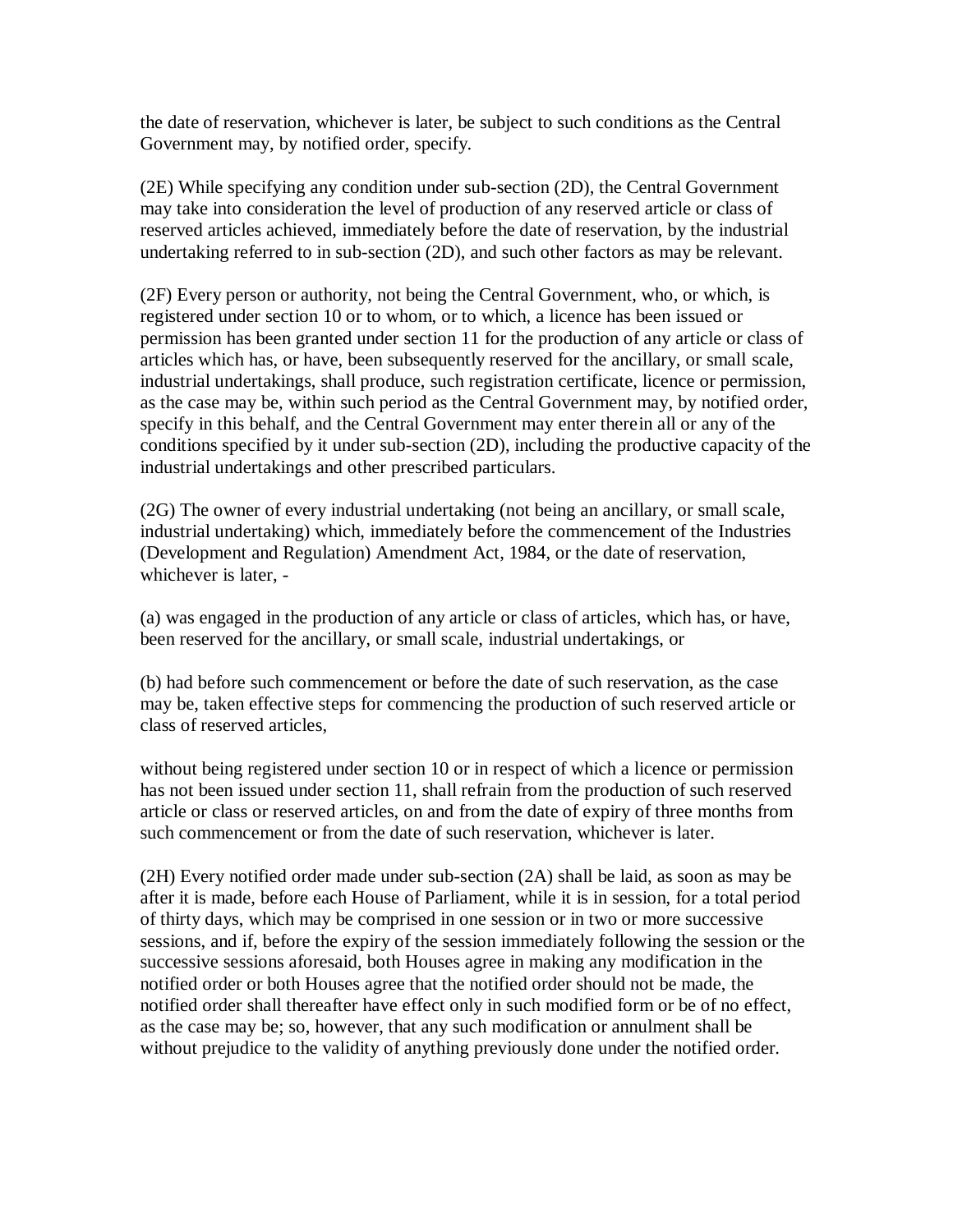the date of reservation, whichever is later, be subject to such conditions as the Central Government may, by notified order, specify.

(2E) While specifying any condition under sub-section (2D), the Central Government may take into consideration the level of production of any reserved article or class of reserved articles achieved, immediately before the date of reservation, by the industrial undertaking referred to in sub-section (2D), and such other factors as may be relevant.

(2F) Every person or authority, not being the Central Government, who, or which, is registered under section 10 or to whom, or to which, a licence has been issued or permission has been granted under section 11 for the production of any article or class of articles which has, or have, been subsequently reserved for the ancillary, or small scale, industrial undertakings, shall produce, such registration certificate, licence or permission, as the case may be, within such period as the Central Government may, by notified order, specify in this behalf, and the Central Government may enter therein all or any of the conditions specified by it under sub-section (2D), including the productive capacity of the industrial undertakings and other prescribed particulars.

(2G) The owner of every industrial undertaking (not being an ancillary, or small scale, industrial undertaking) which, immediately before the commencement of the Industries (Development and Regulation) Amendment Act, 1984, or the date of reservation, whichever is later, -

(a) was engaged in the production of any article or class of articles, which has, or have, been reserved for the ancillary, or small scale, industrial undertakings, or

(b) had before such commencement or before the date of such reservation, as the case may be, taken effective steps for commencing the production of such reserved article or class of reserved articles,

without being registered under section 10 or in respect of which a licence or permission has not been issued under section 11, shall refrain from the production of such reserved article or class or reserved articles, on and from the date of expiry of three months from such commencement or from the date of such reservation, whichever is later.

(2H) Every notified order made under sub-section (2A) shall be laid, as soon as may be after it is made, before each House of Parliament, while it is in session, for a total period of thirty days, which may be comprised in one session or in two or more successive sessions, and if, before the expiry of the session immediately following the session or the successive sessions aforesaid, both Houses agree in making any modification in the notified order or both Houses agree that the notified order should not be made, the notified order shall thereafter have effect only in such modified form or be of no effect, as the case may be; so, however, that any such modification or annulment shall be without prejudice to the validity of anything previously done under the notified order.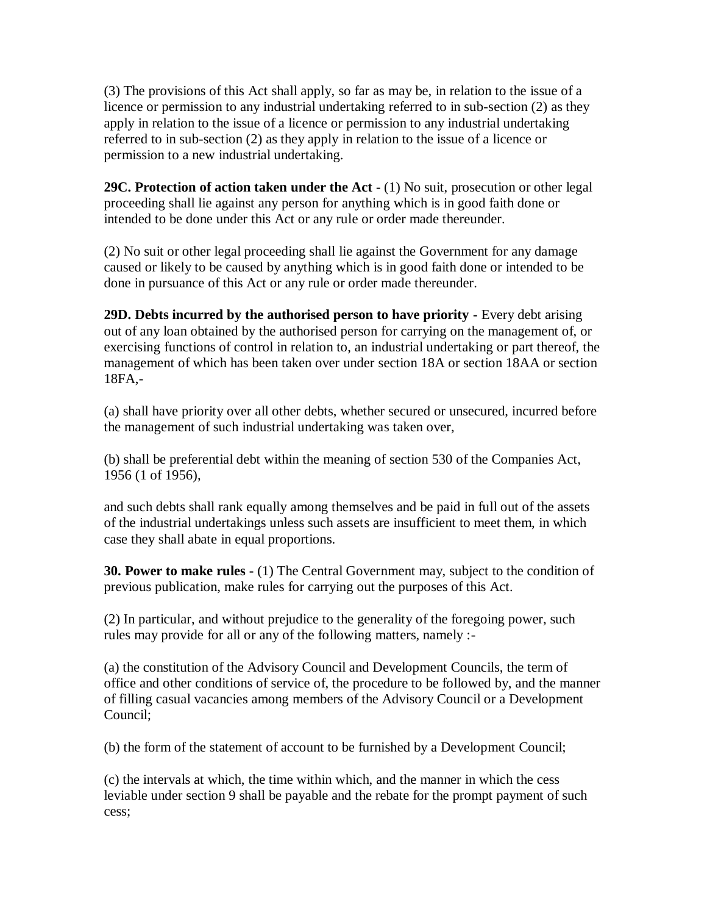(3) The provisions of this Act shall apply, so far as may be, in relation to the issue of a licence or permission to any industrial undertaking referred to in sub-section (2) as they apply in relation to the issue of a licence or permission to any industrial undertaking referred to in sub-section (2) as they apply in relation to the issue of a licence or permission to a new industrial undertaking.

**29C. Protection of action taken under the Act -** (1) No suit, prosecution or other legal proceeding shall lie against any person for anything which is in good faith done or intended to be done under this Act or any rule or order made thereunder.

(2) No suit or other legal proceeding shall lie against the Government for any damage caused or likely to be caused by anything which is in good faith done or intended to be done in pursuance of this Act or any rule or order made thereunder.

**29D. Debts incurred by the authorised person to have priority -** Every debt arising out of any loan obtained by the authorised person for carrying on the management of, or exercising functions of control in relation to, an industrial undertaking or part thereof, the management of which has been taken over under section 18A or section 18AA or section 18FA,-

(a) shall have priority over all other debts, whether secured or unsecured, incurred before the management of such industrial undertaking was taken over,

(b) shall be preferential debt within the meaning of section 530 of the Companies Act, 1956 (1 of 1956),

and such debts shall rank equally among themselves and be paid in full out of the assets of the industrial undertakings unless such assets are insufficient to meet them, in which case they shall abate in equal proportions.

**30. Power to make rules -** (1) The Central Government may, subject to the condition of previous publication, make rules for carrying out the purposes of this Act.

(2) In particular, and without prejudice to the generality of the foregoing power, such rules may provide for all or any of the following matters, namely :-

(a) the constitution of the Advisory Council and Development Councils, the term of office and other conditions of service of, the procedure to be followed by, and the manner of filling casual vacancies among members of the Advisory Council or a Development Council;

(b) the form of the statement of account to be furnished by a Development Council;

(c) the intervals at which, the time within which, and the manner in which the cess leviable under section 9 shall be payable and the rebate for the prompt payment of such cess;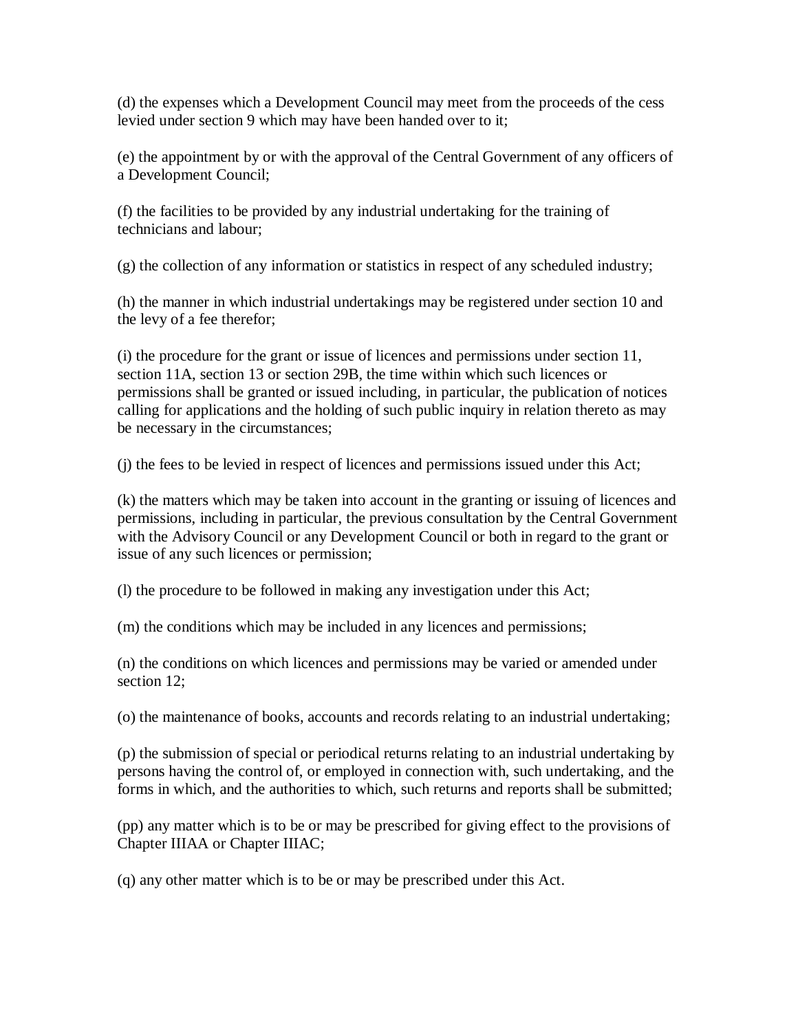(d) the expenses which a Development Council may meet from the proceeds of the cess levied under section 9 which may have been handed over to it;

(e) the appointment by or with the approval of the Central Government of any officers of a Development Council;

(f) the facilities to be provided by any industrial undertaking for the training of technicians and labour;

(g) the collection of any information or statistics in respect of any scheduled industry;

(h) the manner in which industrial undertakings may be registered under section 10 and the levy of a fee therefor;

(i) the procedure for the grant or issue of licences and permissions under section 11, section 11A, section 13 or section 29B, the time within which such licences or permissions shall be granted or issued including, in particular, the publication of notices calling for applications and the holding of such public inquiry in relation thereto as may be necessary in the circumstances;

(j) the fees to be levied in respect of licences and permissions issued under this Act;

(k) the matters which may be taken into account in the granting or issuing of licences and permissions, including in particular, the previous consultation by the Central Government with the Advisory Council or any Development Council or both in regard to the grant or issue of any such licences or permission;

(l) the procedure to be followed in making any investigation under this Act;

(m) the conditions which may be included in any licences and permissions;

(n) the conditions on which licences and permissions may be varied or amended under section 12;

(o) the maintenance of books, accounts and records relating to an industrial undertaking;

(p) the submission of special or periodical returns relating to an industrial undertaking by persons having the control of, or employed in connection with, such undertaking, and the forms in which, and the authorities to which, such returns and reports shall be submitted;

(pp) any matter which is to be or may be prescribed for giving effect to the provisions of Chapter IIIAA or Chapter IIIAC;

(q) any other matter which is to be or may be prescribed under this Act.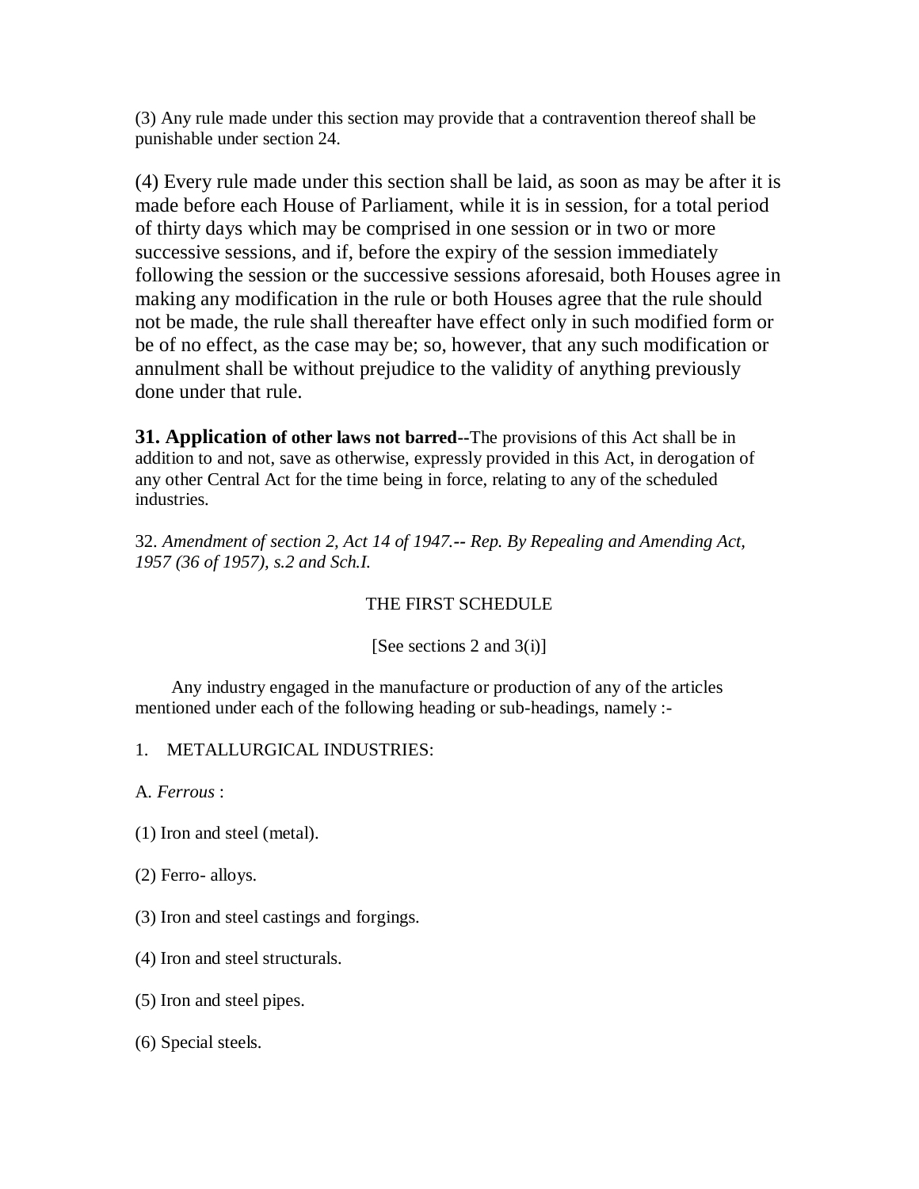(3) Any rule made under this section may provide that a contravention thereof shall be punishable under section 24.

(4) Every rule made under this section shall be laid, as soon as may be after it is made before each House of Parliament, while it is in session, for a total period of thirty days which may be comprised in one session or in two or more successive sessions, and if, before the expiry of the session immediately following the session or the successive sessions aforesaid, both Houses agree in making any modification in the rule or both Houses agree that the rule should not be made, the rule shall thereafter have effect only in such modified form or be of no effect, as the case may be; so, however, that any such modification or annulment shall be without prejudice to the validity of anything previously done under that rule.

**31. Application of other laws not barred**--The provisions of this Act shall be in addition to and not, save as otherwise, expressly provided in this Act, in derogation of any other Central Act for the time being in force, relating to any of the scheduled industries.

32. *Amendment of section 2, Act 14 of 1947.-- Rep. By Repealing and Amending Act, 1957 (36 of 1957), s.2 and Sch.I.*

## THE FIRST SCHEDULE

[See sections 2 and 3(i)]

Any industry engaged in the manufacture or production of any of the articles mentioned under each of the following heading or sub-headings, namely :-

1. METALLURGICAL INDUSTRIES:

A. *Ferrous* :

(1) Iron and steel (metal).

(2) Ferro- alloys.

(3) Iron and steel castings and forgings.

(4) Iron and steel structurals.

(5) Iron and steel pipes.

(6) Special steels.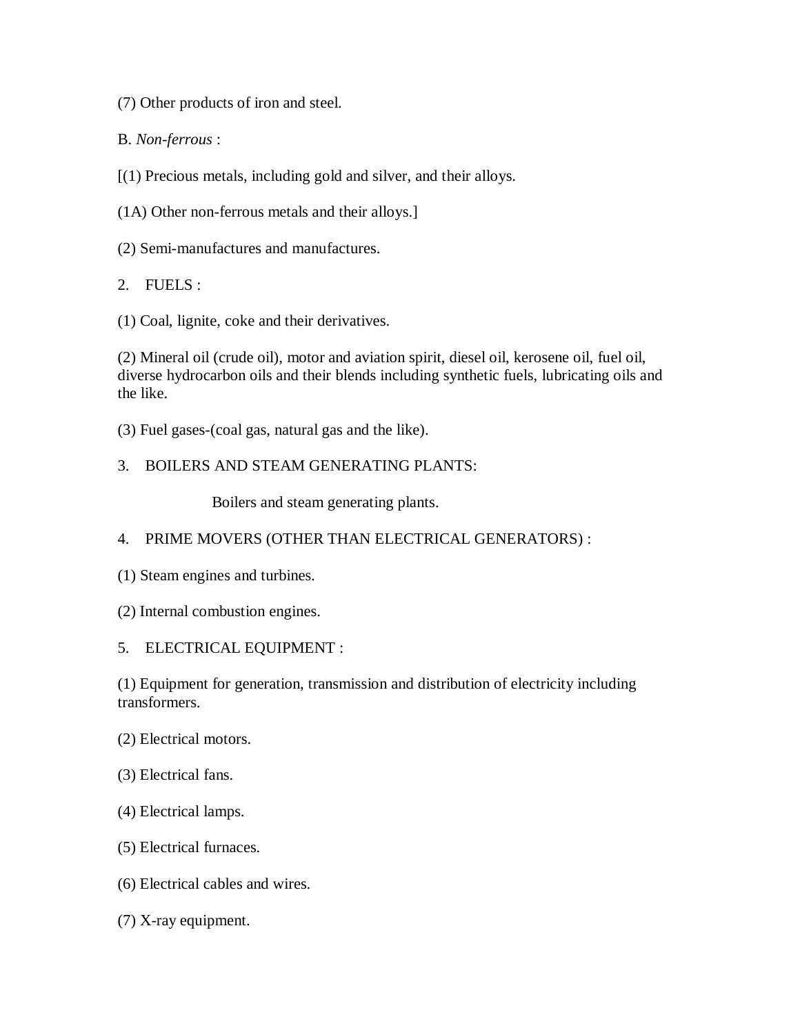(7) Other products of iron and steel.

B. *Non-ferrous* :

[(1) Precious metals, including gold and silver, and their alloys.

(1A) Other non-ferrous metals and their alloys.]

(2) Semi-manufactures and manufactures.

2. FUELS :

(1) Coal, lignite, coke and their derivatives.

(2) Mineral oil (crude oil), motor and aviation spirit, diesel oil, kerosene oil, fuel oil, diverse hydrocarbon oils and their blends including synthetic fuels, lubricating oils and the like.

(3) Fuel gases-(coal gas, natural gas and the like).

3. BOILERS AND STEAM GENERATING PLANTS:

Boilers and steam generating plants.

4. PRIME MOVERS (OTHER THAN ELECTRICAL GENERATORS) :

(1) Steam engines and turbines.

(2) Internal combustion engines.

5. ELECTRICAL EQUIPMENT :

(1) Equipment for generation, transmission and distribution of electricity including transformers.

(2) Electrical motors.

(3) Electrical fans.

(4) Electrical lamps.

(5) Electrical furnaces.

(6) Electrical cables and wires.

(7) X-ray equipment.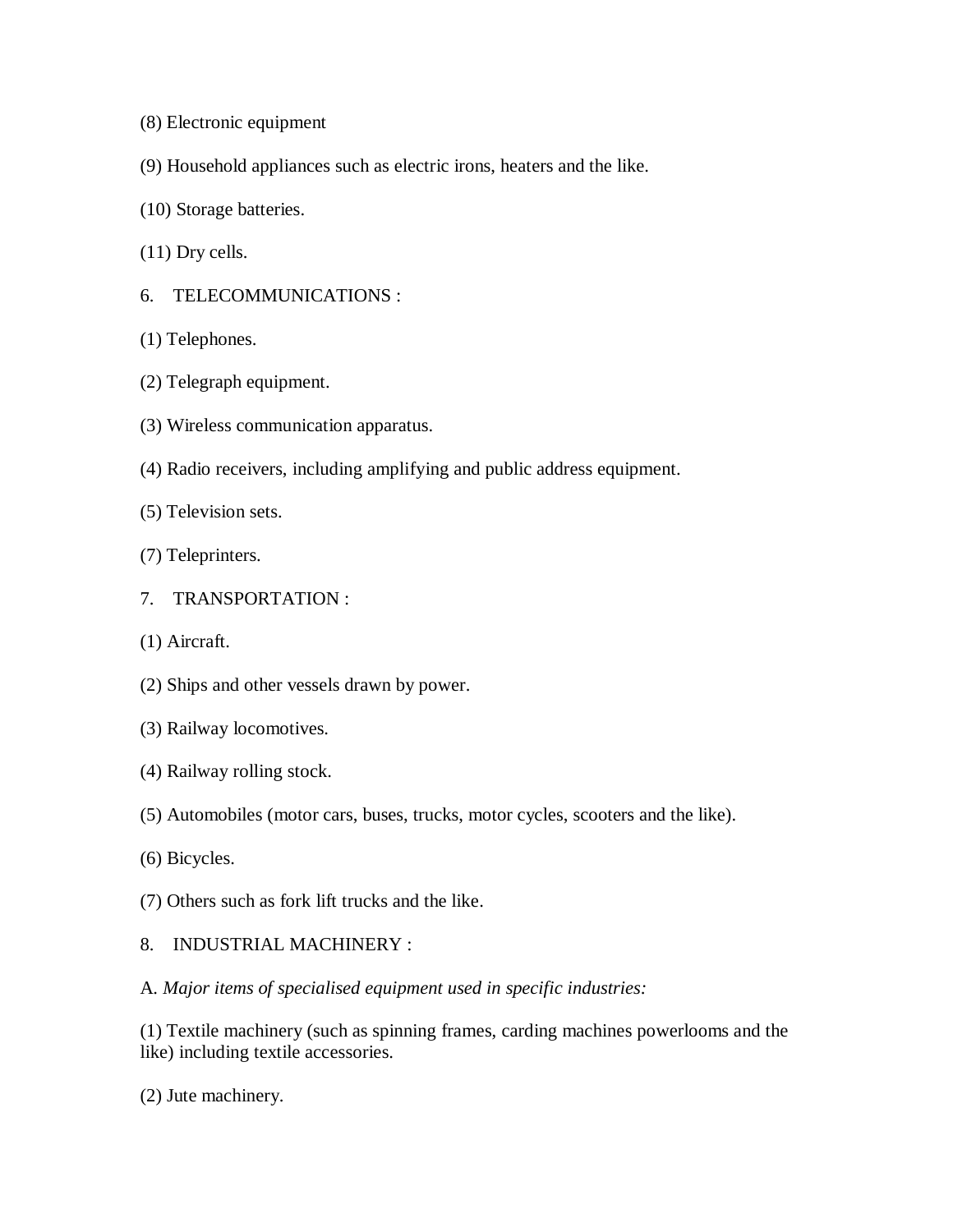(8) Electronic equipment

(9) Household appliances such as electric irons, heaters and the like.

(10) Storage batteries.

(11) Dry cells.

6. TELECOMMUNICATIONS :

(1) Telephones.

(2) Telegraph equipment.

(3) Wireless communication apparatus.

(4) Radio receivers, including amplifying and public address equipment.

(5) Television sets.

(7) Teleprinters.

7. TRANSPORTATION :

(1) Aircraft.

(2) Ships and other vessels drawn by power.

(3) Railway locomotives.

(4) Railway rolling stock.

(5) Automobiles (motor cars, buses, trucks, motor cycles, scooters and the like).

(6) Bicycles.

(7) Others such as fork lift trucks and the like.

8. INDUSTRIAL MACHINERY :

A. *Major items of specialised equipment used in specific industries:*

(1) Textile machinery (such as spinning frames, carding machines powerlooms and the like) including textile accessories.

(2) Jute machinery.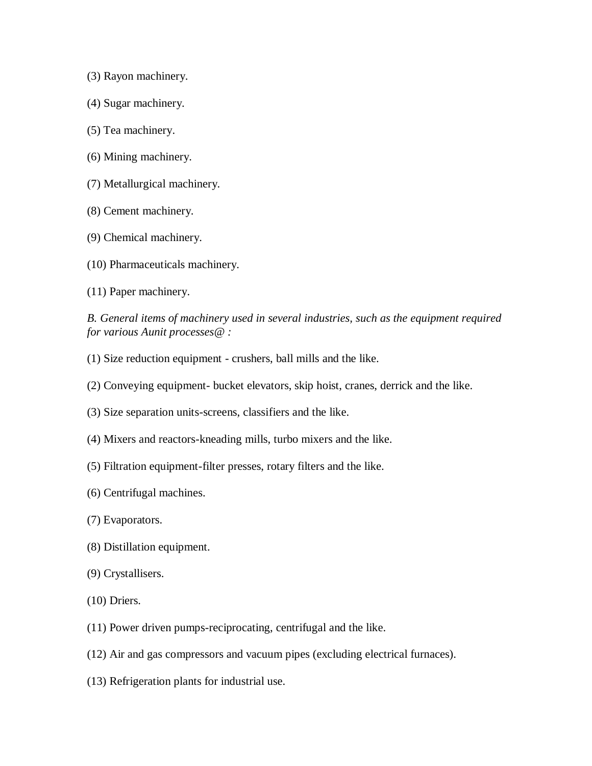(3) Rayon machinery.

(4) Sugar machinery.

(5) Tea machinery.

(6) Mining machinery.

(7) Metallurgical machinery.

(8) Cement machinery.

(9) Chemical machinery.

(10) Pharmaceuticals machinery.

(11) Paper machinery.

*B. General items of machinery used in several industries, such as the equipment required for various Aunit processes@ :*

(1) Size reduction equipment - crushers, ball mills and the like.

(2) Conveying equipment- bucket elevators, skip hoist, cranes, derrick and the like.

(3) Size separation units-screens, classifiers and the like.

(4) Mixers and reactors-kneading mills, turbo mixers and the like.

(5) Filtration equipment-filter presses, rotary filters and the like.

(6) Centrifugal machines.

(7) Evaporators.

(8) Distillation equipment.

(9) Crystallisers.

(10) Driers.

(11) Power driven pumps-reciprocating, centrifugal and the like.

(12) Air and gas compressors and vacuum pipes (excluding electrical furnaces).

(13) Refrigeration plants for industrial use.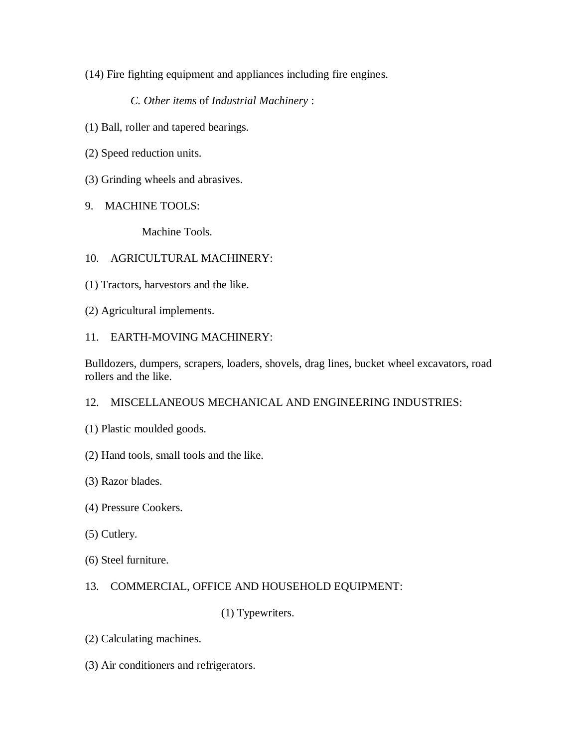(14) Fire fighting equipment and appliances including fire engines.

*C. Other items* of *Industrial Machinery* :

(1) Ball, roller and tapered bearings.

(2) Speed reduction units.

(3) Grinding wheels and abrasives.

9. MACHINE TOOLS:

Machine Tools.

10. AGRICULTURAL MACHINERY:

(1) Tractors, harvestors and the like.

(2) Agricultural implements.

11. EARTH-MOVING MACHINERY:

Bulldozers, dumpers, scrapers, loaders, shovels, drag lines, bucket wheel excavators, road rollers and the like.

12. MISCELLANEOUS MECHANICAL AND ENGINEERING INDUSTRIES:

(1) Plastic moulded goods.

(2) Hand tools, small tools and the like.

(3) Razor blades.

(4) Pressure Cookers.

(5) Cutlery.

(6) Steel furniture.

13. COMMERCIAL, OFFICE AND HOUSEHOLD EQUIPMENT:

(1) Typewriters.

(2) Calculating machines.

(3) Air conditioners and refrigerators.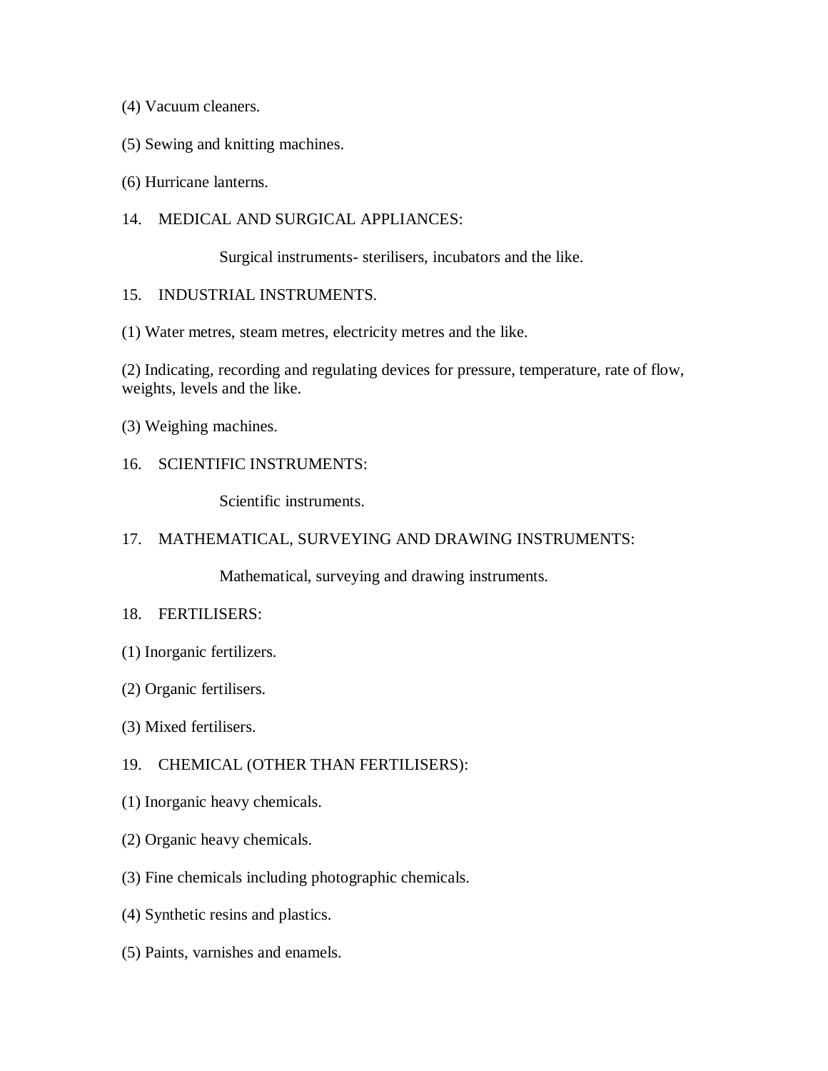(4) Vacuum cleaners.

(5) Sewing and knitting machines.

(6) Hurricane lanterns.

14. MEDICAL AND SURGICAL APPLIANCES:

Surgical instruments- sterilisers, incubators and the like.

15. INDUSTRIAL INSTRUMENTS.

(1) Water metres, steam metres, electricity metres and the like.

(2) Indicating, recording and regulating devices for pressure, temperature, rate of flow, weights, levels and the like.

(3) Weighing machines.

16. SCIENTIFIC INSTRUMENTS:

Scientific instruments.

17. MATHEMATICAL, SURVEYING AND DRAWING INSTRUMENTS:

Mathematical, surveying and drawing instruments.

18. FERTILISERS:

(1) Inorganic fertilizers.

(2) Organic fertilisers.

(3) Mixed fertilisers.

19. CHEMICAL (OTHER THAN FERTILISERS):

(1) Inorganic heavy chemicals.

(2) Organic heavy chemicals.

(3) Fine chemicals including photographic chemicals.

(4) Synthetic resins and plastics.

(5) Paints, varnishes and enamels.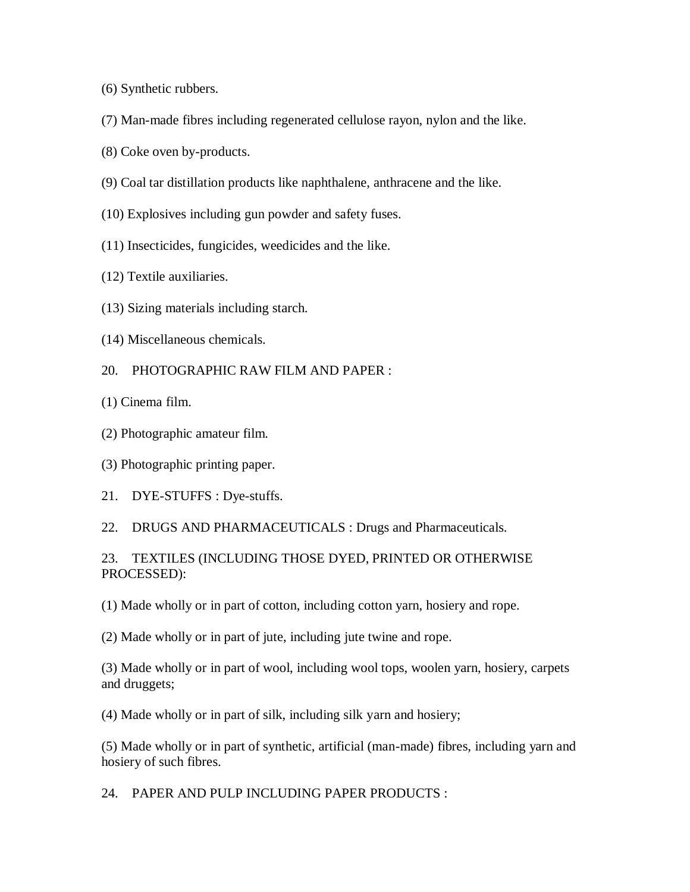(6) Synthetic rubbers.

(7) Man-made fibres including regenerated cellulose rayon, nylon and the like.

(8) Coke oven by-products.

(9) Coal tar distillation products like naphthalene, anthracene and the like.

(10) Explosives including gun powder and safety fuses.

(11) Insecticides, fungicides, weedicides and the like.

(12) Textile auxiliaries.

(13) Sizing materials including starch.

(14) Miscellaneous chemicals.

20. PHOTOGRAPHIC RAW FILM AND PAPER :

(1) Cinema film.

(2) Photographic amateur film.

(3) Photographic printing paper.

21. DYE-STUFFS : Dye-stuffs.

22. DRUGS AND PHARMACEUTICALS : Drugs and Pharmaceuticals.

23. TEXTILES (INCLUDING THOSE DYED, PRINTED OR OTHERWISE PROCESSED):

(1) Made wholly or in part of cotton, including cotton yarn, hosiery and rope.

(2) Made wholly or in part of jute, including jute twine and rope.

(3) Made wholly or in part of wool, including wool tops, woolen yarn, hosiery, carpets and druggets;

(4) Made wholly or in part of silk, including silk yarn and hosiery;

(5) Made wholly or in part of synthetic, artificial (man-made) fibres, including yarn and hosiery of such fibres.

24. PAPER AND PULP INCLUDING PAPER PRODUCTS :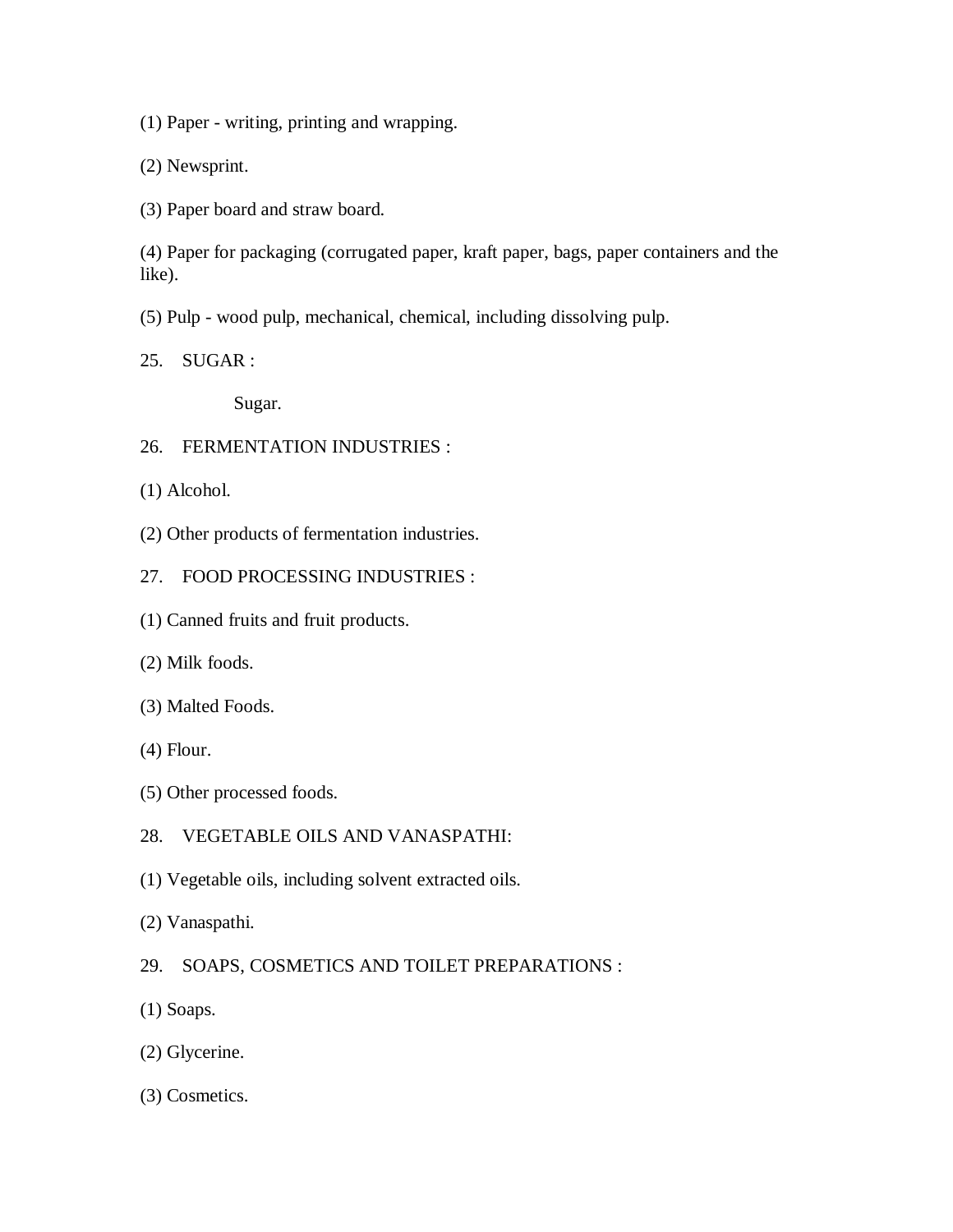(1) Paper - writing, printing and wrapping.

(2) Newsprint.

(3) Paper board and straw board.

(4) Paper for packaging (corrugated paper, kraft paper, bags, paper containers and the like).

(5) Pulp - wood pulp, mechanical, chemical, including dissolving pulp.

25. SUGAR :

Sugar.

26. FERMENTATION INDUSTRIES :

(1) Alcohol.

(2) Other products of fermentation industries.

27. FOOD PROCESSING INDUSTRIES :

(1) Canned fruits and fruit products.

(2) Milk foods.

(3) Malted Foods.

(4) Flour.

(5) Other processed foods.

28. VEGETABLE OILS AND VANASPATHI:

(1) Vegetable oils, including solvent extracted oils.

(2) Vanaspathi.

29. SOAPS, COSMETICS AND TOILET PREPARATIONS :

(1) Soaps.

(2) Glycerine.

(3) Cosmetics.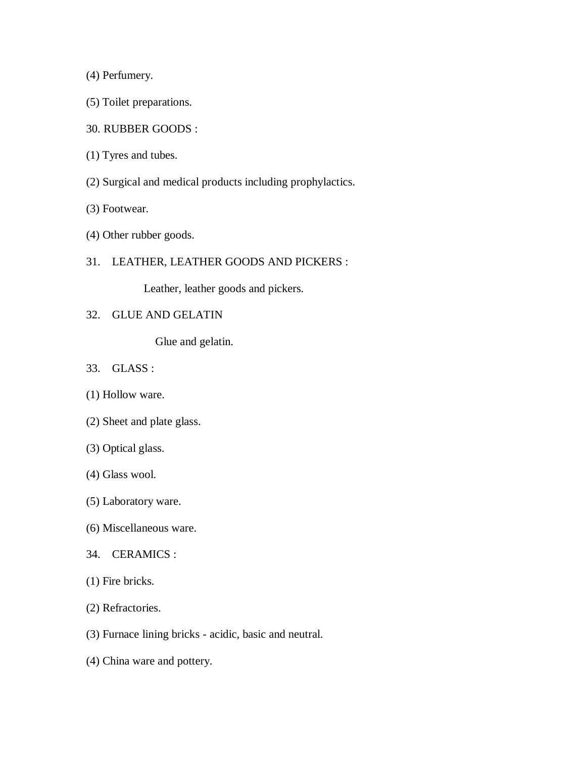(4) Perfumery.

(5) Toilet preparations.

30. RUBBER GOODS :

(1) Tyres and tubes.

(2) Surgical and medical products including prophylactics.

(3) Footwear.

(4) Other rubber goods.

31. LEATHER, LEATHER GOODS AND PICKERS :

Leather, leather goods and pickers.

32. GLUE AND GELATIN

Glue and gelatin.

33. GLASS :

(1) Hollow ware.

(2) Sheet and plate glass.

(3) Optical glass.

(4) Glass wool.

(5) Laboratory ware.

(6) Miscellaneous ware.

34. CERAMICS :

(1) Fire bricks.

(2) Refractories.

(3) Furnace lining bricks - acidic, basic and neutral.

(4) China ware and pottery.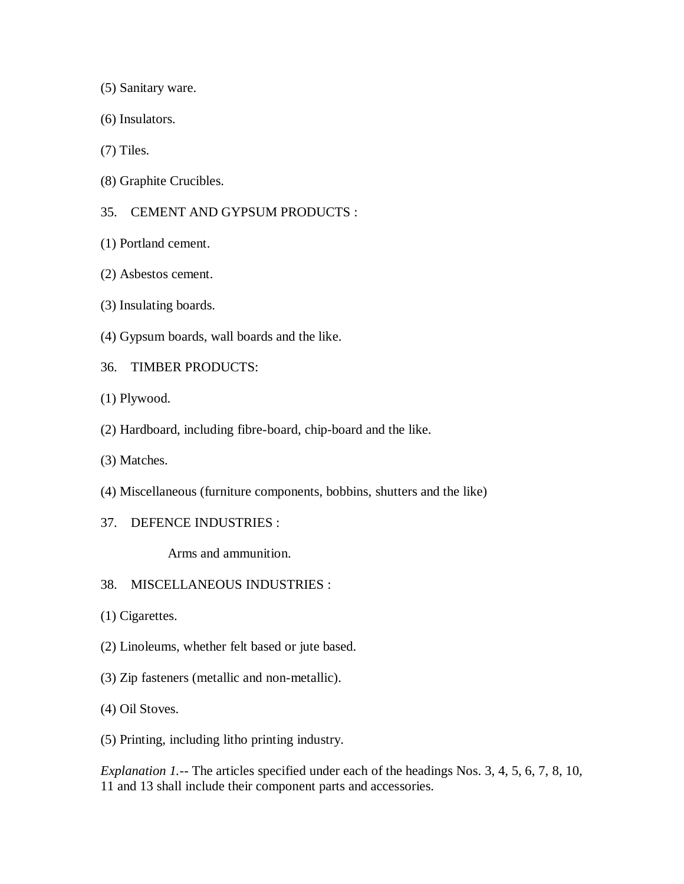(5) Sanitary ware.

(6) Insulators.

(7) Tiles.

(8) Graphite Crucibles.

35. CEMENT AND GYPSUM PRODUCTS :

(1) Portland cement.

(2) Asbestos cement.

(3) Insulating boards.

(4) Gypsum boards, wall boards and the like.

36. TIMBER PRODUCTS:

(1) Plywood.

(2) Hardboard, including fibre-board, chip-board and the like.

(3) Matches.

(4) Miscellaneous (furniture components, bobbins, shutters and the like)

37. DEFENCE INDUSTRIES :

Arms and ammunition.

38. MISCELLANEOUS INDUSTRIES :

(1) Cigarettes.

(2) Linoleums, whether felt based or jute based.

(3) Zip fasteners (metallic and non-metallic).

(4) Oil Stoves.

(5) Printing, including litho printing industry.

*Explanation 1.*-- The articles specified under each of the headings Nos. 3, 4, 5, 6, 7, 8, 10, 11 and 13 shall include their component parts and accessories.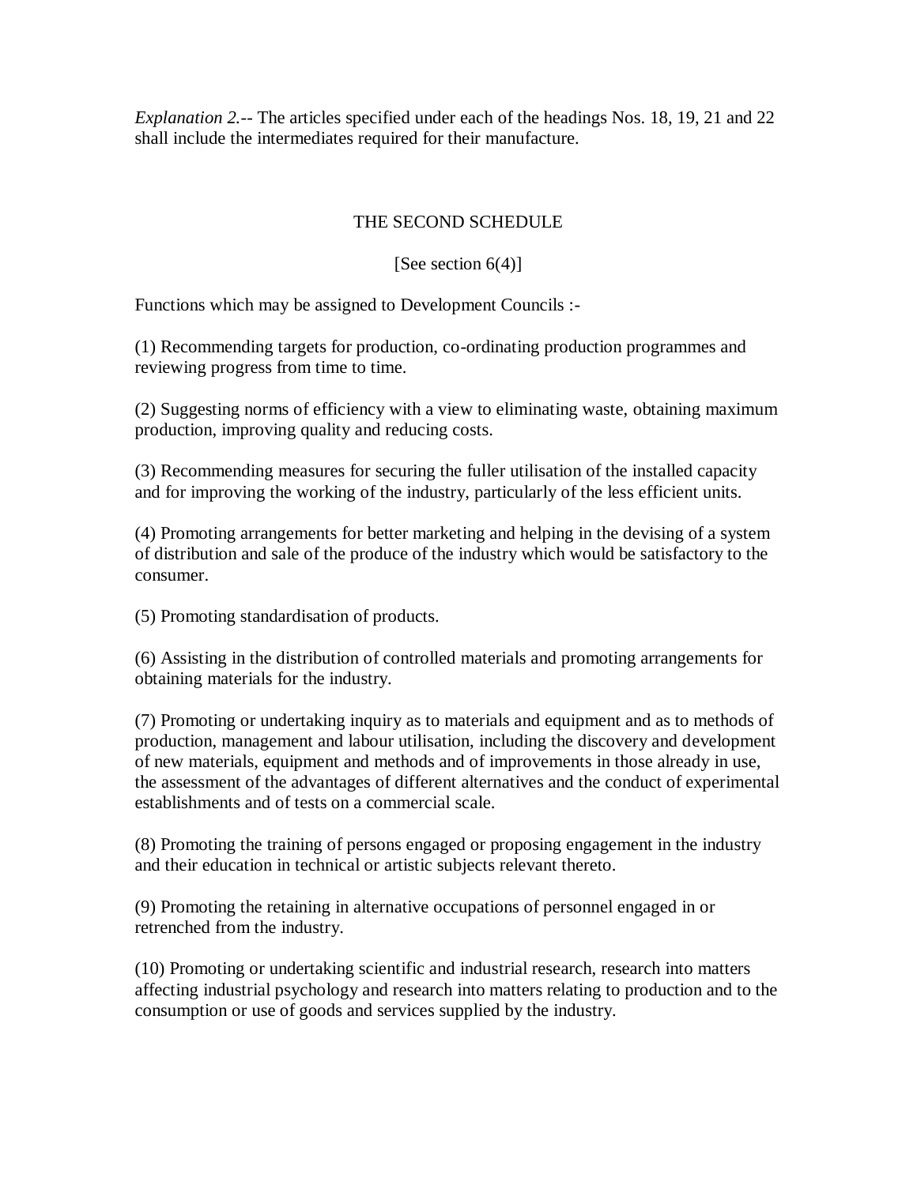*Explanation 2.*-- The articles specified under each of the headings Nos. 18, 19, 21 and 22 shall include the intermediates required for their manufacture.

## THE SECOND SCHEDULE

[See section 6(4)]

Functions which may be assigned to Development Councils :-

(1) Recommending targets for production, co-ordinating production programmes and reviewing progress from time to time.

(2) Suggesting norms of efficiency with a view to eliminating waste, obtaining maximum production, improving quality and reducing costs.

(3) Recommending measures for securing the fuller utilisation of the installed capacity and for improving the working of the industry, particularly of the less efficient units.

(4) Promoting arrangements for better marketing and helping in the devising of a system of distribution and sale of the produce of the industry which would be satisfactory to the consumer.

(5) Promoting standardisation of products.

(6) Assisting in the distribution of controlled materials and promoting arrangements for obtaining materials for the industry.

(7) Promoting or undertaking inquiry as to materials and equipment and as to methods of production, management and labour utilisation, including the discovery and development of new materials, equipment and methods and of improvements in those already in use, the assessment of the advantages of different alternatives and the conduct of experimental establishments and of tests on a commercial scale.

(8) Promoting the training of persons engaged or proposing engagement in the industry and their education in technical or artistic subjects relevant thereto.

(9) Promoting the retaining in alternative occupations of personnel engaged in or retrenched from the industry.

(10) Promoting or undertaking scientific and industrial research, research into matters affecting industrial psychology and research into matters relating to production and to the consumption or use of goods and services supplied by the industry.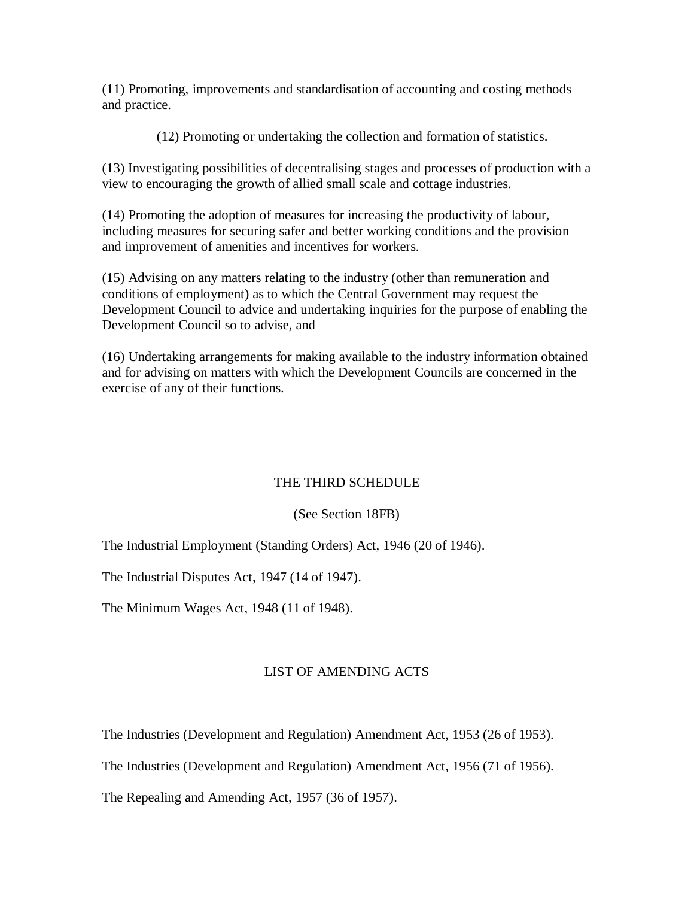(11) Promoting, improvements and standardisation of accounting and costing methods and practice.

(12) Promoting or undertaking the collection and formation of statistics.

(13) Investigating possibilities of decentralising stages and processes of production with a view to encouraging the growth of allied small scale and cottage industries.

(14) Promoting the adoption of measures for increasing the productivity of labour, including measures for securing safer and better working conditions and the provision and improvement of amenities and incentives for workers.

(15) Advising on any matters relating to the industry (other than remuneration and conditions of employment) as to which the Central Government may request the Development Council to advice and undertaking inquiries for the purpose of enabling the Development Council so to advise, and

(16) Undertaking arrangements for making available to the industry information obtained and for advising on matters with which the Development Councils are concerned in the exercise of any of their functions.

## THE THIRD SCHEDULE

(See Section 18FB)

The Industrial Employment (Standing Orders) Act, 1946 (20 of 1946).

The Industrial Disputes Act, 1947 (14 of 1947).

The Minimum Wages Act, 1948 (11 of 1948).

## LIST OF AMENDING ACTS

The Industries (Development and Regulation) Amendment Act, 1953 (26 of 1953).

The Industries (Development and Regulation) Amendment Act, 1956 (71 of 1956).

The Repealing and Amending Act, 1957 (36 of 1957).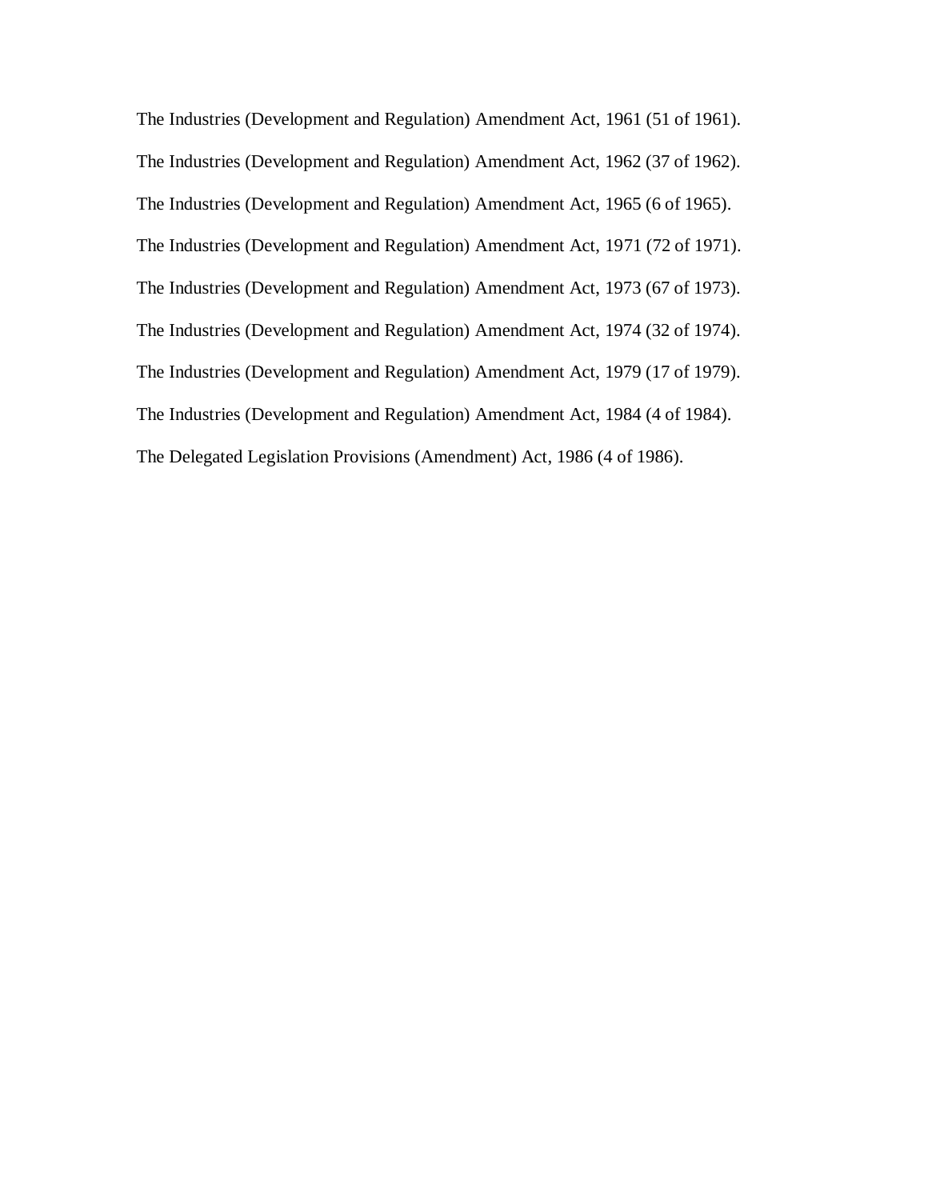The Industries (Development and Regulation) Amendment Act, 1961 (51 of 1961).

The Industries (Development and Regulation) Amendment Act, 1962 (37 of 1962).

The Industries (Development and Regulation) Amendment Act, 1965 (6 of 1965).

The Industries (Development and Regulation) Amendment Act, 1971 (72 of 1971).

The Industries (Development and Regulation) Amendment Act, 1973 (67 of 1973).

The Industries (Development and Regulation) Amendment Act, 1974 (32 of 1974).

The Industries (Development and Regulation) Amendment Act, 1979 (17 of 1979).

The Industries (Development and Regulation) Amendment Act, 1984 (4 of 1984).

The Delegated Legislation Provisions (Amendment) Act, 1986 (4 of 1986).